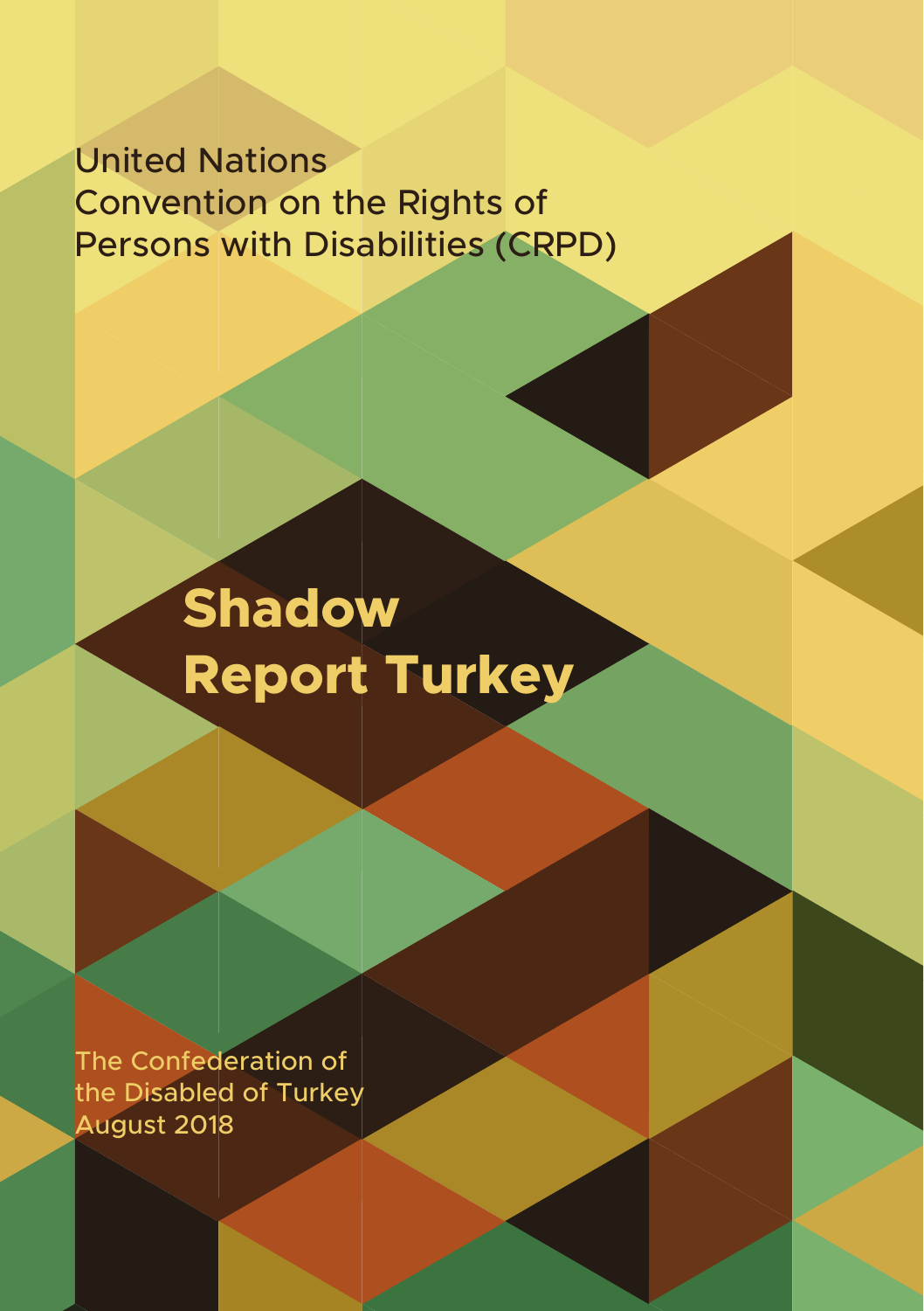United Nations
Convention on the Rights of
Persons with Disabilities (CRPD)

# Shadow Report Turkey

The Confederation of
the Disabled of Turkey
August 2018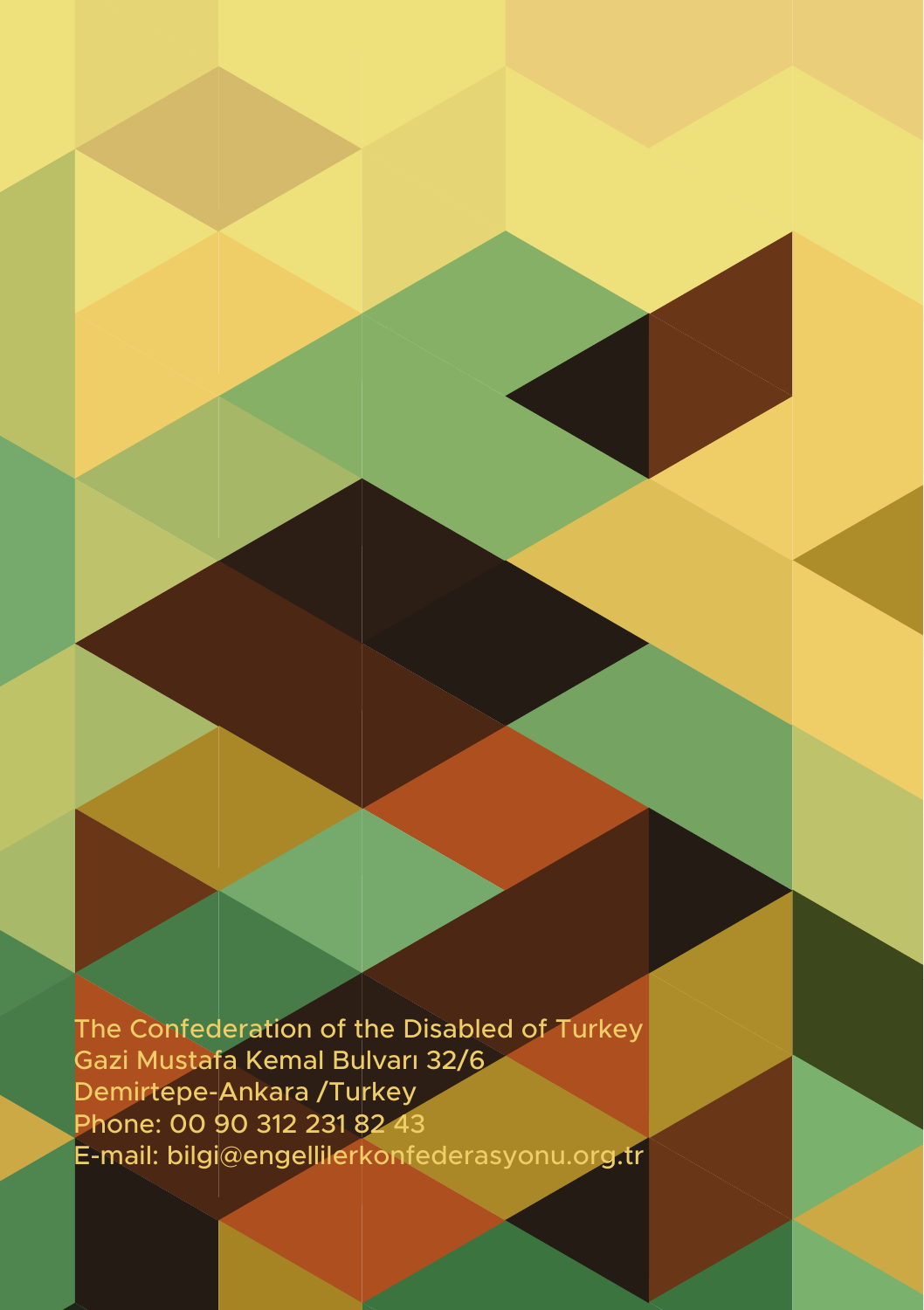The Confederation of the Disabled of Turkey
Gazi Mustafa Kemal Bulvarı 32/6
Demirtepe-Ankara /Turkey
Phone: 00 90 312 231 82 43
E-mail: bilgi@engellilerkonfederasyonu.org.tr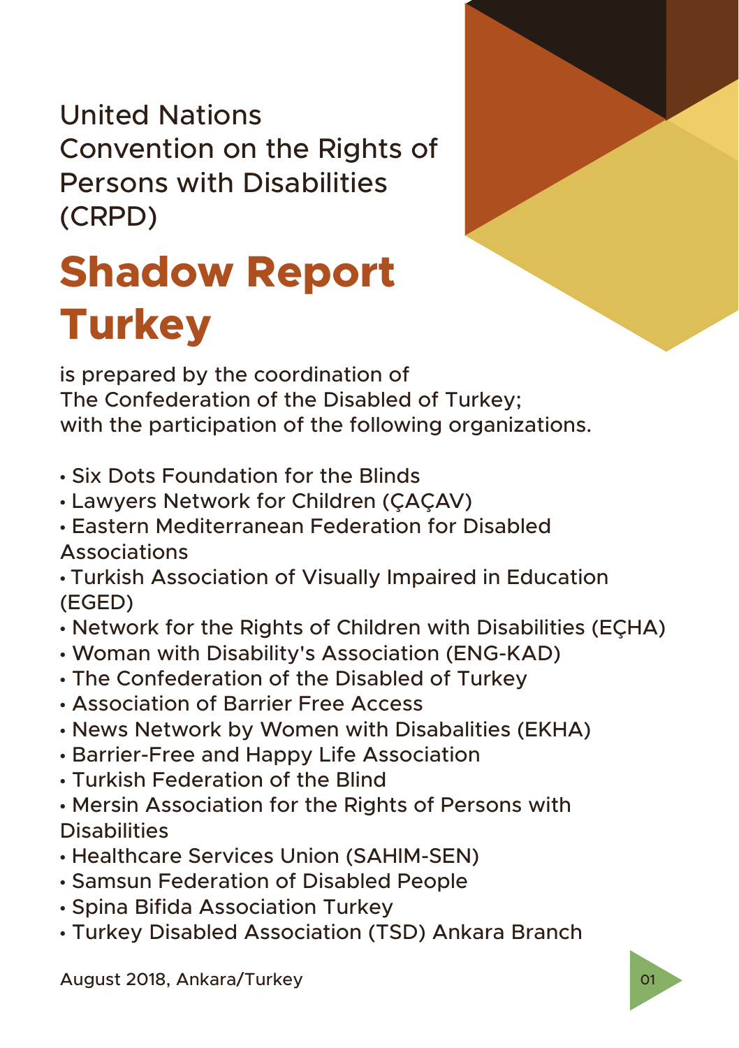United Nations Convention on the Rights of Persons with Disabilities (CRPD)

# Shadow Report Turkey

is prepared by the coordination of The Confederation of the Disabled of Turkey; with the participation of the following organizations.

- Six Dots Foundation for the Blinds
- Lawyers Network for Children (ÇAÇAV)
- Eastern Mediterranean Federation for Disabled Associations
- Turkish Association of Visually Impaired in Education (EGED)
- Network for the Rights of Children with Disabilities (EÇHA)
- Woman with Disability's Association (ENG-KAD)
- The Confederation of the Disabled of Turkey
- Association of Barrier Free Access
- News Network by Women with Disabalities (EKHA)
- Barrier-Free and Happy Life Association
- Turkish Federation of the Blind
- Mersin Association for the Rights of Persons with Disabilities
- Healthcare Services Union (SAHIM-SEN)
- Samsun Federation of Disabled People
- Spina Bifida Association Turkey
- Turkey Disabled Association (TSD) Ankara Branch

August 2018, Ankara/Turkey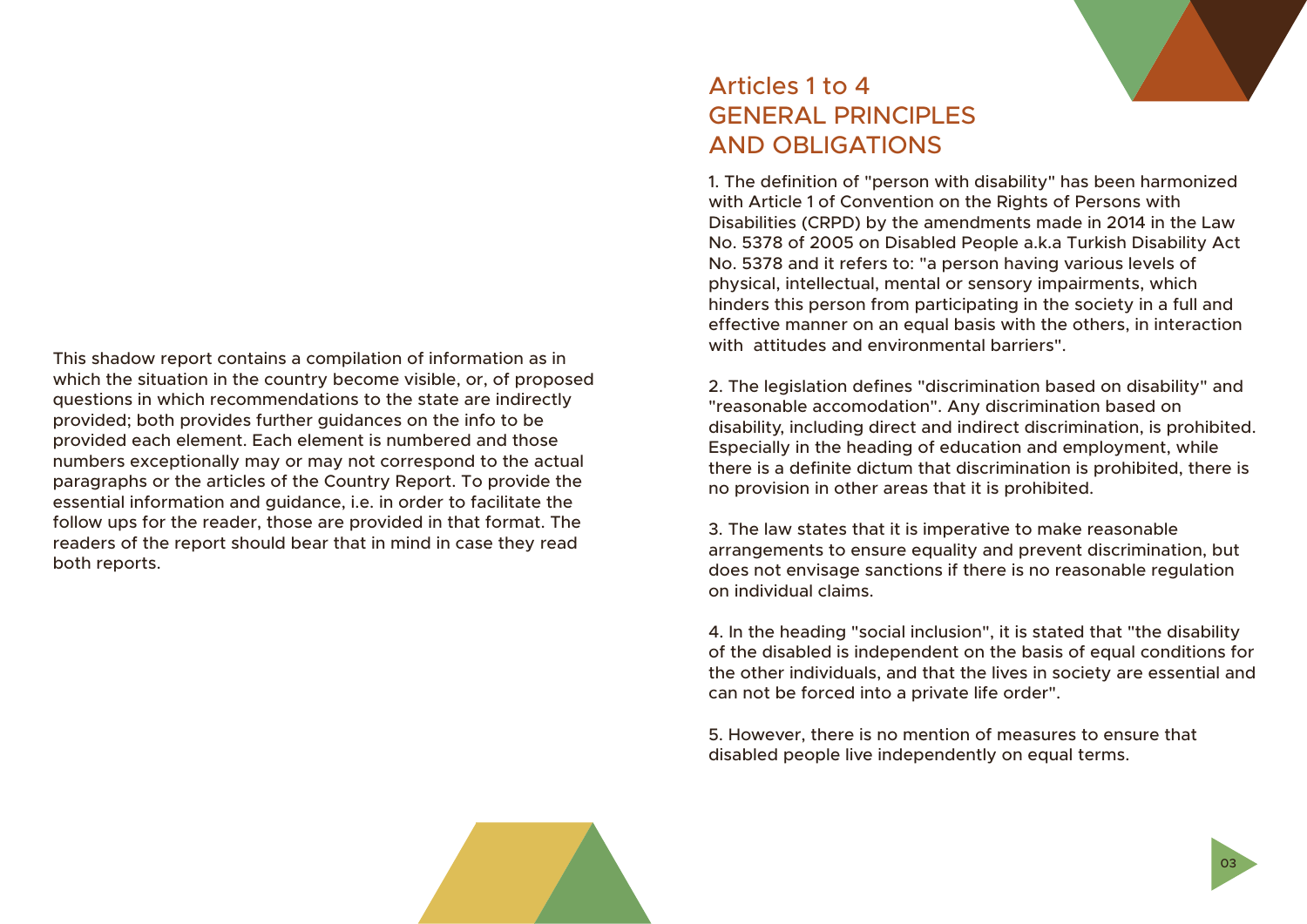This shadow report contains a compilation of information as in which the situation in the country become visible, or, of proposed questions in which recommendations to the state are indirectly provided; both provides further guidances on the info to be provided each element. Each element is numbered and those numbers exceptionally may or may not correspond to the actual paragraphs or the articles of the Country Report. To provide the essential information and guidance, i.e. in order to facilitate the follow ups for the reader, those are provided in that format. The readers of the report should bear that in mind in case they read both reports.

## Articles 1 to 4
## GENERAL PRINCIPLES AND OBLIGATIONS

1. The definition of "person with disability" has been harmonized with Article 1 of Convention on the Rights of Persons with Disabilities (CRPD) by the amendments made in 2014 in the Law No. 5378 of 2005 on Disabled People a.k.a Turkish Disability Act No. 5378 and it refers to: "a person having various levels of physical, intellectual, mental or sensory impairments, which hinders this person from participating in the society in a full and effective manner on an equal basis with the others, in interaction with attitudes and environmental barriers".

2. The legislation defines "discrimination based on disability" and "reasonable accomodation". Any discrimination based on disability, including direct and indirect discrimination, is prohibited. Especially in the heading of education and employment, while there is a definite dictum that discrimination is prohibited, there is no provision in other areas that it is prohibited.

3. The law states that it is imperative to make reasonable arrangements to ensure equality and prevent discrimination, but does not envisage sanctions if there is no reasonable regulation on individual claims.

4. In the heading "social inclusion", it is stated that "the disability of the disabled is independent on the basis of equal conditions for the other individuals, and that the lives in society are essential and can not be forced into a private life order".

5. However, there is no mention of measures to ensure that disabled people live independently on equal terms.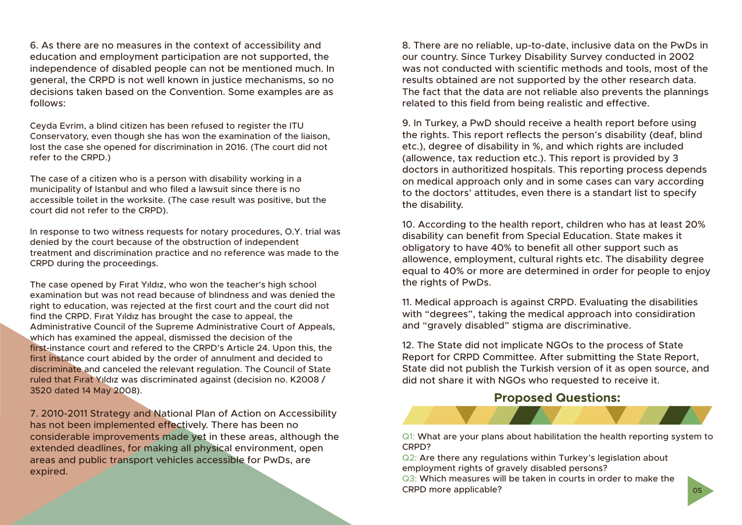6. As there are no measures in the context of accessibility and education and employment participation are not supported, the independence of disabled people can not be mentioned much. In general, the CRPD is not well known in justice mechanisms, so no decisions taken based on the Convention. Some examples are as follows:

Ceyda Evrim, a blind citizen has been refused to register the ITU Conservatory, even though she has won the examination of the liaison, lost the case she opened for discrimination in 2016. (The court did not refer to the CRPD.)

The case of a citizen who is a person with disability working in a municipality of Istanbul and who filed a lawsuit since there is no accessible toilet in the worksite. (The case result was positive, but the court did not refer to the CRPD).

In response to two witness requests for notary procedures, O.Y. trial was denied by the court because of the obstruction of independent treatment and discrimination practice and no reference was made to the CRPD during the proceedings.

The case opened by Fırat Yıldız, who won the teacher's high school examination but was not read because of blindness and was denied the right to education, was rejected at the first court and the court did not find the CRPD. Fırat Yıldız has brought the case to appeal, the Administrative Council of the Supreme Administrative Court of Appeals, which has examined the appeal, dismissed the decision of the first-instance court and refered to the CRPD's Article 24. Upon this, the first instance court abided by the order of annulment and decided to discriminate and canceled the relevant regulation. The Council of State ruled that Fırat Yıldız was discriminated against (decision no. K2008 / 3520 dated 14 May 2008).

7. 2010-2011 Strategy and National Plan of Action on Accessibility has not been implemented effectively. There has been no considerable improvements made yet in these areas, although the extended deadlines, for making all physical environment, open areas and public transport vehicles accessible for PwDs, are expired.

8. There are no reliable, up-to-date, inclusive data on the PwDs in our country. Since Turkey Disability Survey conducted in 2002 was not conducted with scientific methods and tools, most of the results obtained are not supported by the other research data. The fact that the data are not reliable also prevents the plannings related to this field from being realistic and effective.

9. In Turkey, a PwD should receive a health report before using the rights. This report reflects the person's disability (deaf, blind etc.), degree of disability in %, and which rights are included (allowence, tax reduction etc.). This report is provided by 3 doctors in authoritized hospitals. This reporting process depends on medical approach only and in some cases can vary according to the doctors' attitudes, even there is a standart list to specify the disability.

10. According to the health report, children who has at least 20% disability can benefit from Special Education. State makes it obligatory to have 40% to benefit all other support such as allowence, employment, cultural rights etc. The disability degree equal to 40% or more are determined in order for people to enjoy the rights of PwDs.

11. Medical approach is against CRPD. Evaluating the disabilities with "degrees", taking the medical approach into considiration and "gravely disabled" stigma are discriminative.

12. The State did not implicate NGOs to the process of State Report for CRPD Committee. After submitting the State Report, State did not publish the Turkish version of it as open source, and did not share it with NGOs who requested to receive it.

## Proposed Questions:

Q1: What are your plans about habilitation the health reporting system to CRPD?
Q2: Are there any regulations within Turkey's legislation about employment rights of gravely disabled persons?
Q3: Which measures will be taken in courts in order to make the CRPD more applicable?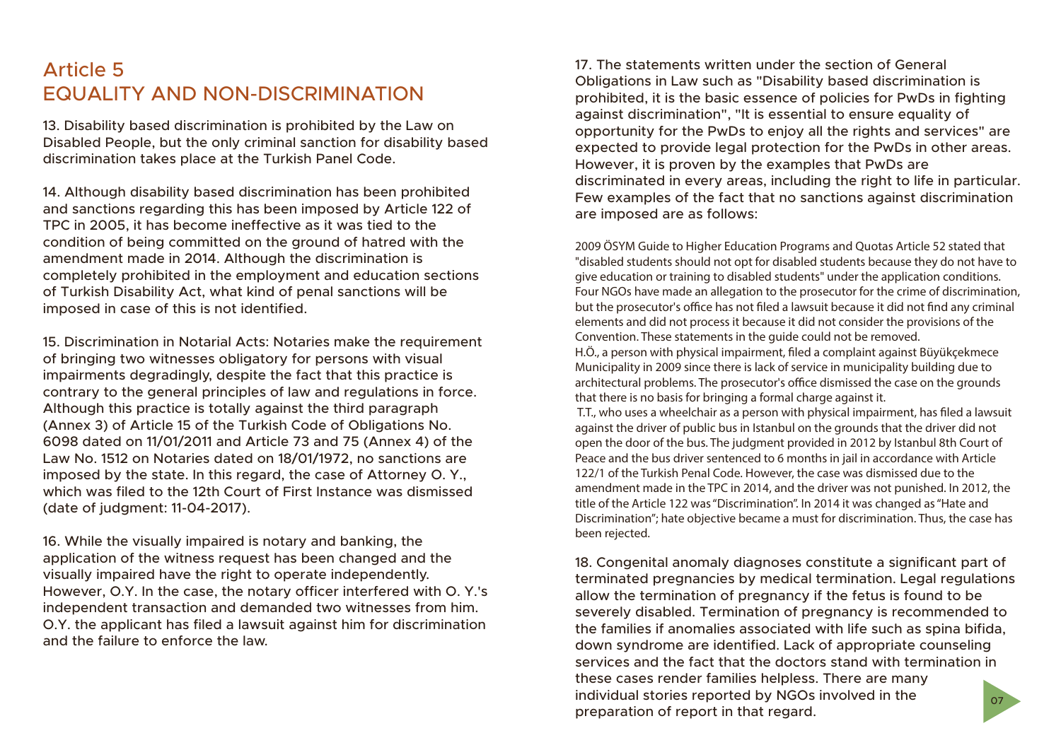# Article 5
# EQUALITY AND NON-DISCRIMINATION

13. Disability based discrimination is prohibited by the Law on Disabled People, but the only criminal sanction for disability based discrimination takes place at the Turkish Panel Code.

14. Although disability based discrimination has been prohibited and sanctions regarding this has been imposed by Article 122 of TPC in 2005, it has become ineffective as it was tied to the condition of being committed on the ground of hatred with the amendment made in 2014. Although the discrimination is completely prohibited in the employment and education sections of Turkish Disability Act, what kind of penal sanctions will be imposed in case of this is not identified.

15. Discrimination in Notarial Acts: Notaries make the requirement of bringing two witnesses obligatory for persons with visual impairments degradingly, despite the fact that this practice is contrary to the general principles of law and regulations in force. Although this practice is totally against the third paragraph (Annex 3) of Article 15 of the Turkish Code of Obligations No. 6098 dated on 11/01/2011 and Article 73 and 75 (Annex 4) of the Law No. 1512 on Notaries dated on 18/01/1972, no sanctions are imposed by the state. In this regard, the case of Attorney O. Y., which was filed to the 12th Court of First Instance was dismissed (date of judgment: 11-04-2017).

16. While the visually impaired is notary and banking, the application of the witness request has been changed and the visually impaired have the right to operate independently. However, O.Y. In the case, the notary officer interfered with O. Y.'s independent transaction and demanded two witnesses from him. O.Y. the applicant has filed a lawsuit against him for discrimination and the failure to enforce the law.

17. The statements written under the section of General Obligations in Law such as "Disability based discrimination is prohibited, it is the basic essence of policies for PwDs in fighting against discrimination", "It is essential to ensure equality of opportunity for the PwDs to enjoy all the rights and services" are expected to provide legal protection for the PwDs in other areas. However, it is proven by the examples that PwDs are discriminated in every areas, including the right to life in particular. Few examples of the fact that no sanctions against discrimination are imposed are as follows:

2009 ÖSYM Guide to Higher Education Programs and Quotas Article 52 stated that "disabled students should not opt for disabled students because they do not have to give education or training to disabled students" under the application conditions. Four NGOs have made an allegation to the prosecutor for the crime of discrimination, but the prosecutor's office has not filed a lawsuit because it did not find any criminal elements and did not process it because it did not consider the provisions of the Convention. These statements in the guide could not be removed.

H.Ö., a person with physical impairment, filed a complaint against Büyükçekmece Municipality in 2009 since there is lack of service in municipality building due to architectural problems. The prosecutor's office dismissed the case on the grounds that there is no basis for bringing a formal charge against it.

T.T., who uses a wheelchair as a person with physical impairment, has filed a lawsuit against the driver of public bus in Istanbul on the grounds that the driver did not open the door of the bus. The judgment provided in 2012 by Istanbul 8th Court of Peace and the bus driver sentenced to 6 months in jail in accordance with Article 122/1 of the Turkish Penal Code. However, the case was dismissed due to the amendment made in the TPC in 2014, and the driver was not punished. In 2012, the title of the Article 122 was "Discrimination". In 2014 it was changed as "Hate and Discrimination"; hate objective became a must for discrimination. Thus, the case has been rejected.

18. Congenital anomaly diagnoses constitute a significant part of terminated pregnancies by medical termination. Legal regulations allow the termination of pregnancy if the fetus is found to be severely disabled. Termination of pregnancy is recommended to the families if anomalies associated with life such as spina bifida, down syndrome are identified. Lack of appropriate counseling services and the fact that the doctors stand with termination in these cases render families helpless. There are many individual stories reported by NGOs involved in the preparation of report in that regard.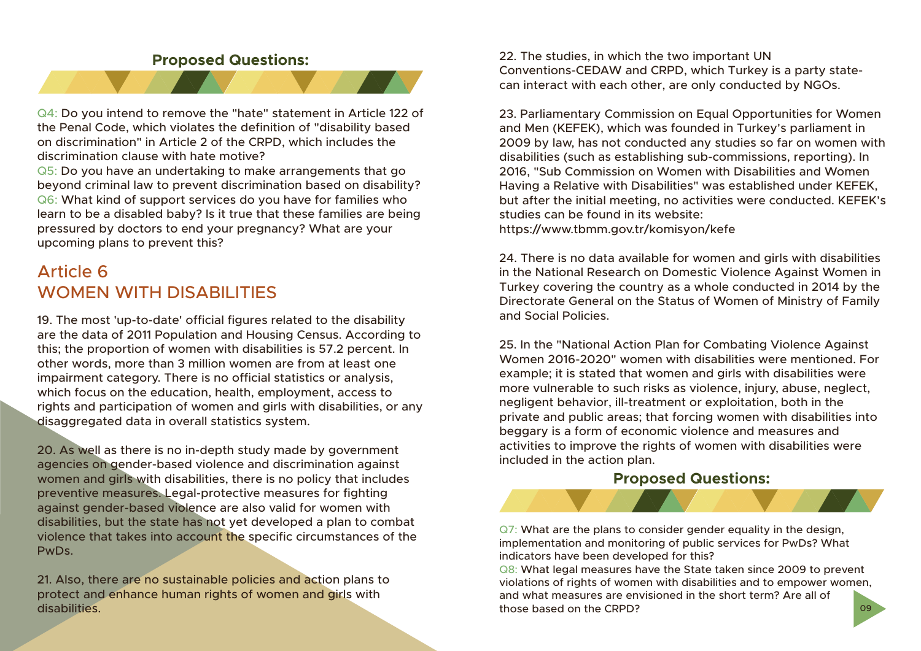**Proposed Questions:**

Q4: Do you intend to remove the "hate" statement in Article 122 of the Penal Code, which violates the definition of "disability based on discrimination" in Article 2 of the CRPD, which includes the discrimination clause with hate motive?
Q5: Do you have an undertaking to make arrangements that go beyond criminal law to prevent discrimination based on disability?
Q6: What kind of support services do you have for families who learn to be a disabled baby? Is it true that these families are being pressured by doctors to end your pregnancy? What are your upcoming plans to prevent this?

## Article 6
## WOMEN WITH DISABILITIES

19. The most 'up-to-date' official figures related to the disability are the data of 2011 Population and Housing Census. According to this; the proportion of women with disabilities is 57.2 percent. In other words, more than 3 million women are from at least one impairment category. There is no official statistics or analysis, which focus on the education, health, employment, access to rights and participation of women and girls with disabilities, or any disaggregated data in overall statistics system.

20. As well as there is no in-depth study made by government agencies on gender-based violence and discrimination against women and girls with disabilities, there is no policy that includes preventive measures. Legal-protective measures for fighting against gender-based violence are also valid for women with disabilities, but the state has not yet developed a plan to combat violence that takes into account the specific circumstances of the PwDs.

21. Also, there are no sustainable policies and action plans to protect and enhance human rights of women and girls with disabilities.

22. The studies, in which the two important UN Conventions-CEDAW and CRPD, which Turkey is a party state-can interact with each other, are only conducted by NGOs.

23. Parliamentary Commission on Equal Opportunities for Women and Men (KEFEK), which was founded in Turkey's parliament in 2009 by law, has not conducted any studies so far on women with disabilities (such as establishing sub-commissions, reporting). In 2016, "Sub Commission on Women with Disabilities and Women Having a Relative with Disabilities" was established under KEFEK, but after the initial meeting, no activities were conducted. KEFEK's studies can be found in its website: https://www.tbmm.gov.tr/komisyon/kefe

24. There is no data available for women and girls with disabilities in the National Research on Domestic Violence Against Women in Turkey covering the country as a whole conducted in 2014 by the Directorate General on the Status of Women of Ministry of Family and Social Policies.

25. In the "National Action Plan for Combating Violence Against Women 2016-2020" women with disabilities were mentioned. For example; it is stated that women and girls with disabilities were more vulnerable to such risks as violence, injury, abuse, neglect, negligent behavior, ill-treatment or exploitation, both in the private and public areas; that forcing women with disabilities into beggary is a form of economic violence and measures and activities to improve the rights of women with disabilities were included in the action plan.

**Proposed Questions:**

Q7: What are the plans to consider gender equality in the design, implementation and monitoring of public services for PwDs? What indicators have been developed for this?
Q8: What legal measures have the State taken since 2009 to prevent violations of rights of women with disabilities and to empower women, and what measures are envisioned in the short term? Are all of those based on the CRPD?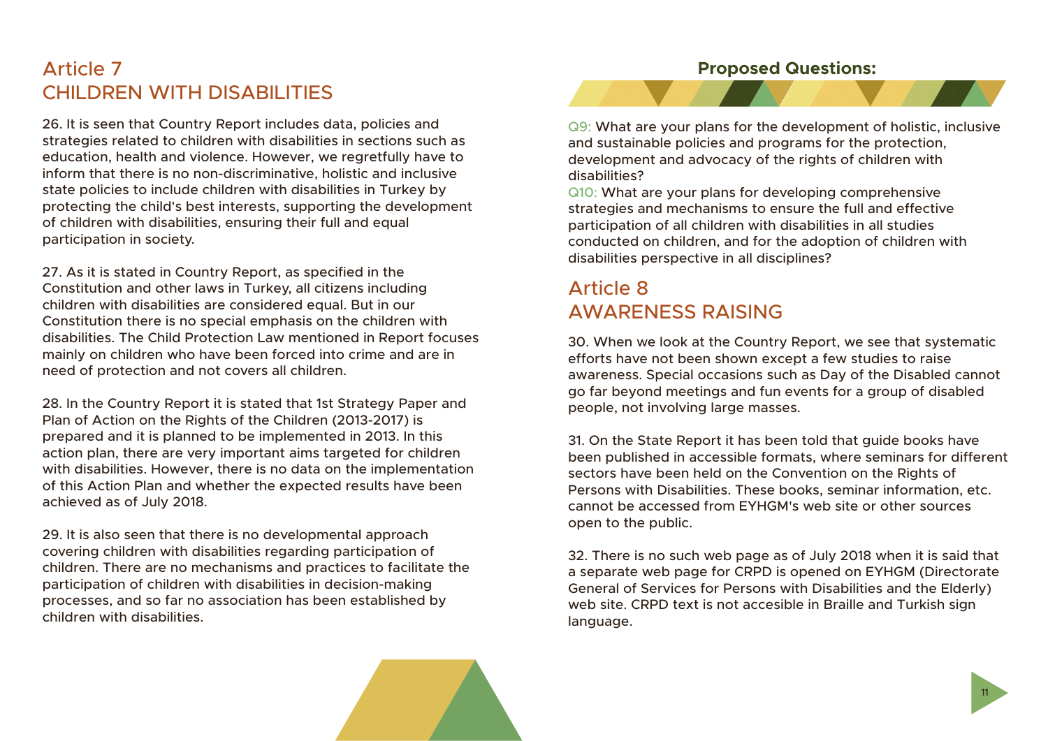## Article 7
## CHILDREN WITH DISABILITIES

26. It is seen that Country Report includes data, policies and strategies related to children with disabilities in sections such as education, health and violence. However, we regretfully have to inform that there is no non-discriminative, holistic and inclusive state policies to include children with disabilities in Turkey by protecting the child's best interests, supporting the development of children with disabilities, ensuring their full and equal participation in society.

27. As it is stated in Country Report, as specified in the Constitution and other laws in Turkey, all citizens including children with disabilities are considered equal. But in our Constitution there is no special emphasis on the children with disabilities. The Child Protection Law mentioned in Report focuses mainly on children who have been forced into crime and are in need of protection and not covers all children.

28. In the Country Report it is stated that 1st Strategy Paper and Plan of Action on the Rights of the Children (2013-2017) is prepared and it is planned to be implemented in 2013. In this action plan, there are very important aims targeted for children with disabilities. However, there is no data on the implementation of this Action Plan and whether the expected results have been achieved as of July 2018.

29. It is also seen that there is no developmental approach covering children with disabilities regarding participation of children. There are no mechanisms and practices to facilitate the participation of children with disabilities in decision-making processes, and so far no association has been established by children with disabilities.

**Proposed Questions:**

Q9: What are your plans for the development of holistic, inclusive and sustainable policies and programs for the protection, development and advocacy of the rights of children with disabilities?

Q10: What are your plans for developing comprehensive strategies and mechanisms to ensure the full and effective participation of all children with disabilities in all studies conducted on children, and for the adoption of children with disabilities perspective in all disciplines?

## Article 8
## AWARENESS RAISING

30. When we look at the Country Report, we see that systematic efforts have not been shown except a few studies to raise awareness. Special occasions such as Day of the Disabled cannot go far beyond meetings and fun events for a group of disabled people, not involving large masses.

31. On the State Report it has been told that guide books have been published in accessible formats, where seminars for different sectors have been held on the Convention on the Rights of Persons with Disabilities. These books, seminar information, etc. cannot be accessed from EYHGM's web site or other sources open to the public.

32. There is no such web page as of July 2018 when it is said that a separate web page for CRPD is opened on EYHGM (Directorate General of Services for Persons with Disabilities and the Elderly) web site. CRPD text is not accesible in Braille and Turkish sign language.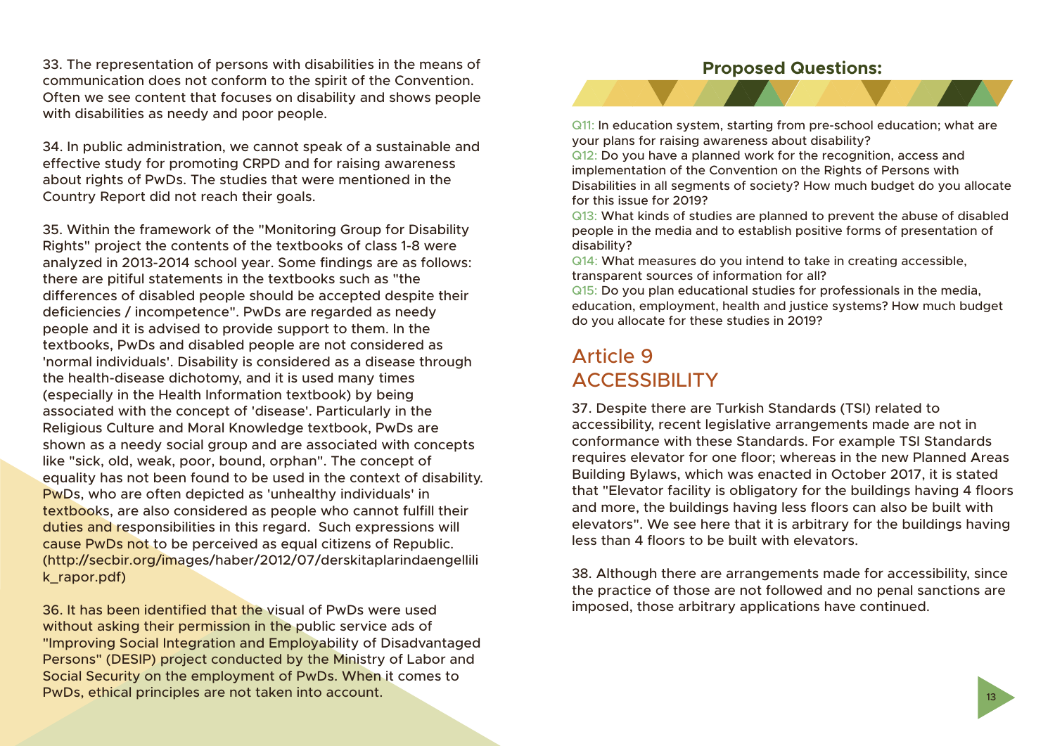33. The representation of persons with disabilities in the means of communication does not conform to the spirit of the Convention. Often we see content that focuses on disability and shows people with disabilities as needy and poor people.

34. In public administration, we cannot speak of a sustainable and effective study for promoting CRPD and for raising awareness about rights of PwDs. The studies that were mentioned in the Country Report did not reach their goals.

35. Within the framework of the "Monitoring Group for Disability Rights" project the contents of the textbooks of class 1-8 were analyzed in 2013-2014 school year. Some findings are as follows: there are pitiful statements in the textbooks such as "the differences of disabled people should be accepted despite their deficiencies / incompetence". PwDs are regarded as needy people and it is advised to provide support to them. In the textbooks, PwDs and disabled people are not considered as 'normal individuals'. Disability is considered as a disease through the health-disease dichotomy, and it is used many times (especially in the Health Information textbook) by being associated with the concept of 'disease'. Particularly in the Religious Culture and Moral Knowledge textbook, PwDs are shown as a needy social group and are associated with concepts like "sick, old, weak, poor, bound, orphan". The concept of equality has not been found to be used in the context of disability. PwDs, who are often depicted as 'unhealthy individuals' in textbooks, are also considered as people who cannot fulfill their duties and responsibilities in this regard. Such expressions will cause PwDs not to be perceived as equal citizens of Republic. (http://secbir.org/images/haber/2012/07/derskitaplarindaengellilik_rapor.pdf)

36. It has been identified that the visual of PwDs were used without asking their permission in the public service ads of "Improving Social Integration and Employability of Disadvantaged Persons" (DESIP) project conducted by the Ministry of Labor and Social Security on the employment of PwDs. When it comes to PwDs, ethical principles are not taken into account.

### Proposed Questions:

Q11: In education system, starting from pre-school education; what are your plans for raising awareness about disability?
Q12: Do you have a planned work for the recognition, access and implementation of the Convention on the Rights of Persons with Disabilities in all segments of society? How much budget do you allocate for this issue for 2019?
Q13: What kinds of studies are planned to prevent the abuse of disabled people in the media and to establish positive forms of presentation of disability?
Q14: What measures do you intend to take in creating accessible, transparent sources of information for all?
Q15: Do you plan educational studies for professionals in the media, education, employment, health and justice systems? How much budget do you allocate for these studies in 2019?

## Article 9
## ACCESSIBILITY

37. Despite there are Turkish Standards (TSI) related to accessibility, recent legislative arrangements made are not in conformance with these Standards. For example TSI Standards requires elevator for one floor; whereas in the new Planned Areas Building Bylaws, which was enacted in October 2017, it is stated that "Elevator facility is obligatory for the buildings having 4 floors and more, the buildings having less floors can also be built with elevators". We see here that it is arbitrary for the buildings having less than 4 floors to be built with elevators.

38. Although there are arrangements made for accessibility, since the practice of those are not followed and no penal sanctions are imposed, those arbitrary applications have continued.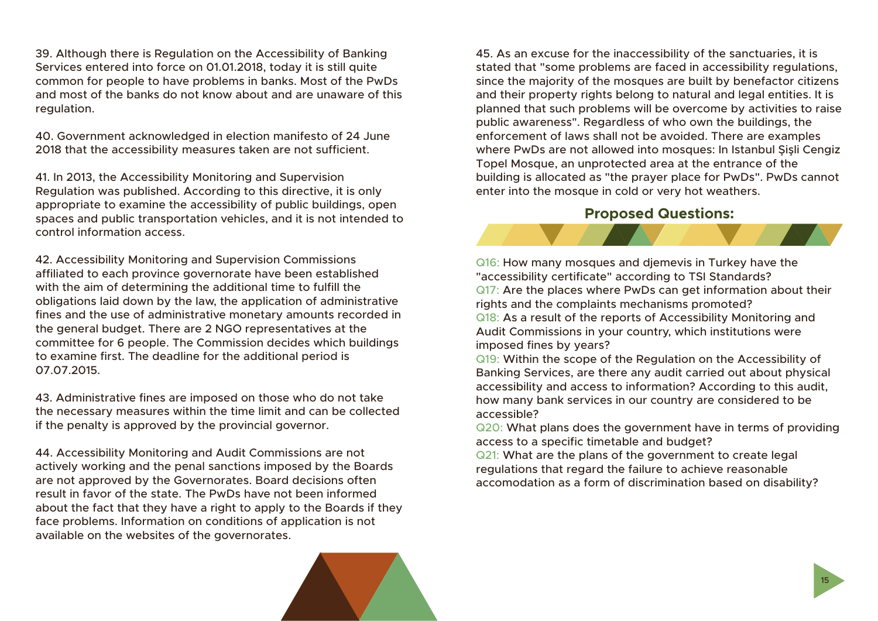39. Although there is Regulation on the Accessibility of Banking Services entered into force on 01.01.2018, today it is still quite common for people to have problems in banks. Most of the PwDs and most of the banks do not know about and are unaware of this regulation.

40. Government acknowledged in election manifesto of 24 June 2018 that the accessibility measures taken are not sufficient.

41. In 2013, the Accessibility Monitoring and Supervision Regulation was published. According to this directive, it is only appropriate to examine the accessibility of public buildings, open spaces and public transportation vehicles, and it is not intended to control information access.

42. Accessibility Monitoring and Supervision Commissions affiliated to each province governorate have been established with the aim of determining the additional time to fulfill the obligations laid down by the law, the application of administrative fines and the use of administrative monetary amounts recorded in the general budget. There are 2 NGO representatives at the committee for 6 people. The Commission decides which buildings to examine first. The deadline for the additional period is 07.07.2015.

43. Administrative fines are imposed on those who do not take the necessary measures within the time limit and can be collected if the penalty is approved by the provincial governor.

44. Accessibility Monitoring and Audit Commissions are not actively working and the penal sanctions imposed by the Boards are not approved by the Governorates. Board decisions often result in favor of the state. The PwDs have not been informed about the fact that they have a right to apply to the Boards if they face problems. Information on conditions of application is not available on the websites of the governorates.

45. As an excuse for the inaccessibility of the sanctuaries, it is stated that "some problems are faced in accessibility regulations, since the majority of the mosques are built by benefactor citizens and their property rights belong to natural and legal entities. It is planned that such problems will be overcome by activities to raise public awareness". Regardless of who own the buildings, the enforcement of laws shall not be avoided. There are examples where PwDs are not allowed into mosques: In Istanbul Şişli Cengiz Topel Mosque, an unprotected area at the entrance of the building is allocated as "the prayer place for PwDs". PwDs cannot enter into the mosque in cold or very hot weathers.

## Proposed Questions:

Q16: How many mosques and djemevis in Turkey have the "accessibility certificate" according to TSI Standards?
Q17: Are the places where PwDs can get information about their rights and the complaints mechanisms promoted?
Q18: As a result of the reports of Accessibility Monitoring and Audit Commissions in your country, which institutions were imposed fines by years?
Q19: Within the scope of the Regulation on the Accessibility of Banking Services, are there any audit carried out about physical accessibility and access to information? According to this audit, how many bank services in our country are considered to be accessible?
Q20: What plans does the government have in terms of providing access to a specific timetable and budget?
Q21: What are the plans of the government to create legal regulations that regard the failure to achieve reasonable accomodation as a form of discrimination based on disability?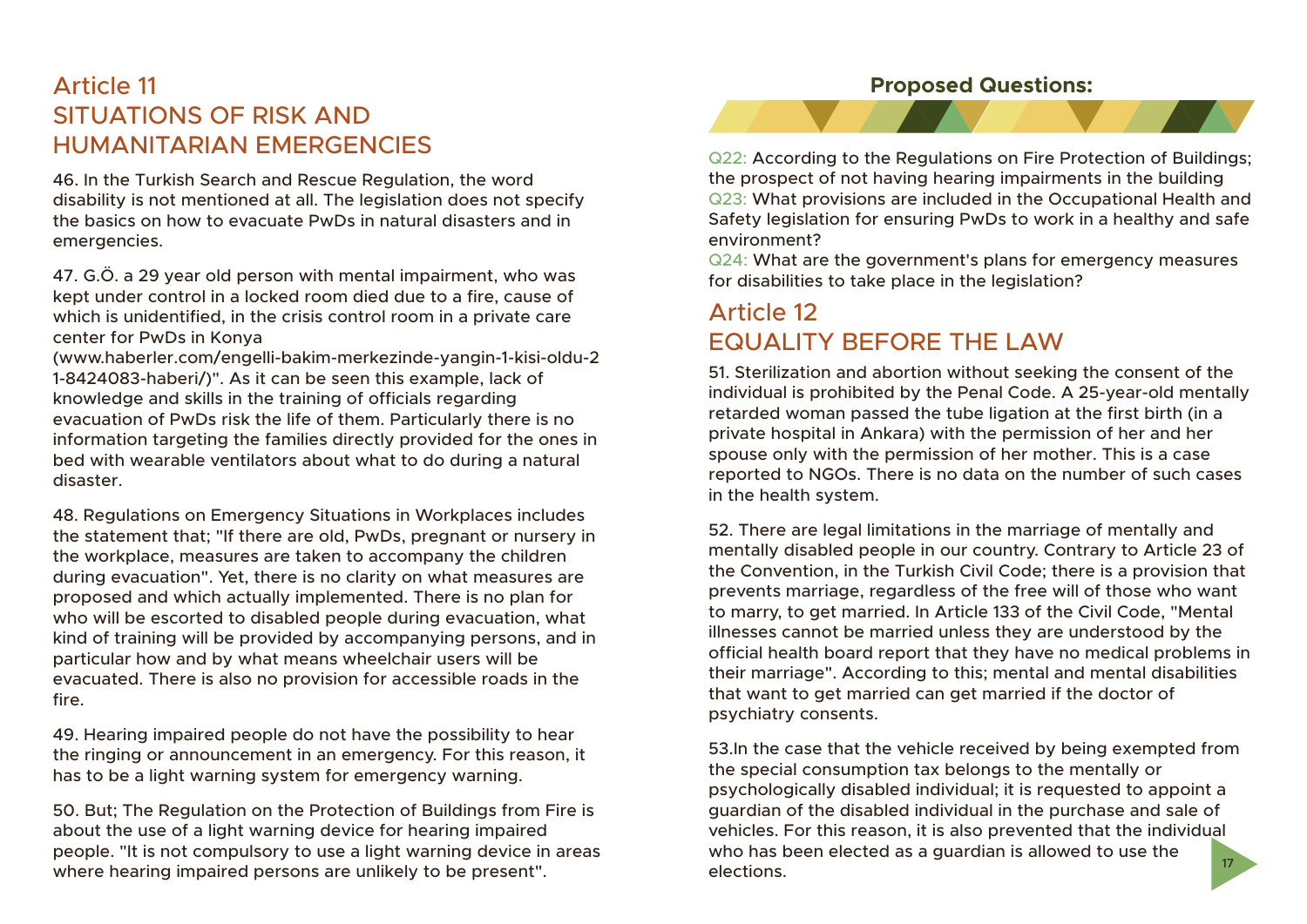## Article 11
## SITUATIONS OF RISK AND HUMANITARIAN EMERGENCIES

46. In the Turkish Search and Rescue Regulation, the word disability is not mentioned at all. The legislation does not specify the basics on how to evacuate PwDs in natural disasters and in emergencies.

47. G.Ö. a 29 year old person with mental impairment, who was kept under control in a locked room died due to a fire, cause of which is unidentified, in the crisis control room in a private care center for PwDs in Konya (www.haberler.com/engelli-bakim-merkezinde-yangin-1-kisi-oldu-21-8424083-haberi/)". As it can be seen this example, lack of knowledge and skills in the training of officials regarding evacuation of PwDs risk the life of them. Particularly there is no information targeting the families directly provided for the ones in bed with wearable ventilators about what to do during a natural disaster.

48. Regulations on Emergency Situations in Workplaces includes the statement that; "If there are old, PwDs, pregnant or nursery in the workplace, measures are taken to accompany the children during evacuation". Yet, there is no clarity on what measures are proposed and which actually implemented. There is no plan for who will be escorted to disabled people during evacuation, what kind of training will be provided by accompanying persons, and in particular how and by what means wheelchair users will be evacuated. There is also no provision for accessible roads in the fire.

49. Hearing impaired people do not have the possibility to hear the ringing or announcement in an emergency. For this reason, it has to be a light warning system for emergency warning.

50. But; The Regulation on the Protection of Buildings from Fire is about the use of a light warning device for hearing impaired people. "It is not compulsory to use a light warning device in areas where hearing impaired persons are unlikely to be present".

### Proposed Questions:

Q22: According to the Regulations on Fire Protection of Buildings; the prospect of not having hearing impairments in the building
Q23: What provisions are included in the Occupational Health and Safety legislation for ensuring PwDs to work in a healthy and safe environment?
Q24: What are the government's plans for emergency measures for disabilities to take place in the legislation?

## Article 12
## EQUALITY BEFORE THE LAW

51. Sterilization and abortion without seeking the consent of the individual is prohibited by the Penal Code. A 25-year-old mentally retarded woman passed the tube ligation at the first birth (in a private hospital in Ankara) with the permission of her and her spouse only with the permission of her mother. This is a case reported to NGOs. There is no data on the number of such cases in the health system.

52. There are legal limitations in the marriage of mentally and mentally disabled people in our country. Contrary to Article 23 of the Convention, in the Turkish Civil Code; there is a provision that prevents marriage, regardless of the free will of those who want to marry, to get married. In Article 133 of the Civil Code, "Mental illnesses cannot be married unless they are understood by the official health board report that they have no medical problems in their marriage". According to this; mental and mental disabilities that want to get married can get married if the doctor of psychiatry consents.

53.In the case that the vehicle received by being exempted from the special consumption tax belongs to the mentally or psychologically disabled individual; it is requested to appoint a guardian of the disabled individual in the purchase and sale of vehicles. For this reason, it is also prevented that the individual who has been elected as a guardian is allowed to use the elections.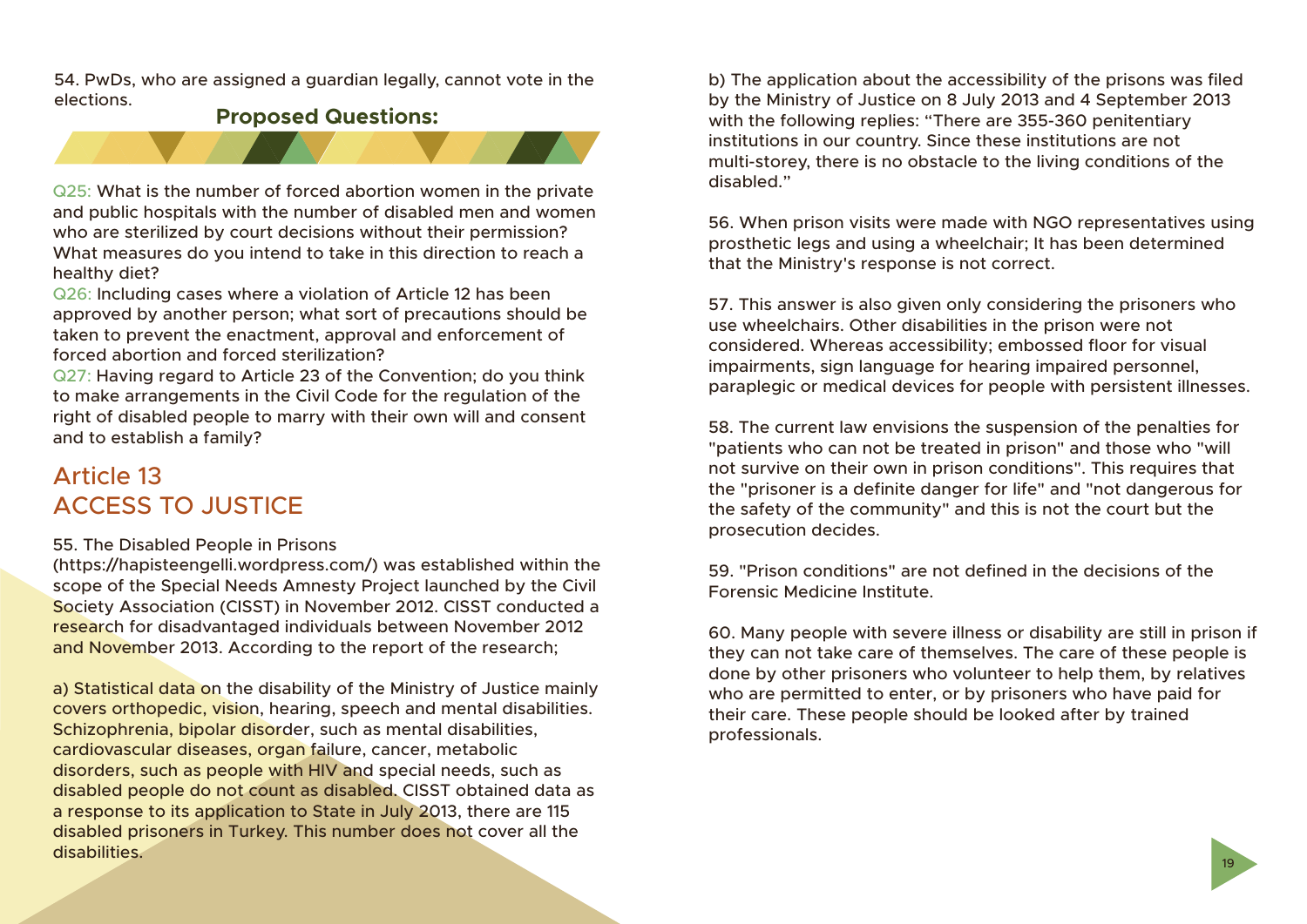54. PwDs, who are assigned a guardian legally, cannot vote in the elections.

### Proposed Questions:

Q25: What is the number of forced abortion women in the private and public hospitals with the number of disabled men and women who are sterilized by court decisions without their permission? What measures do you intend to take in this direction to reach a healthy diet?

Q26: Including cases where a violation of Article 12 has been approved by another person; what sort of precautions should be taken to prevent the enactment, approval and enforcement of forced abortion and forced sterilization?

Q27: Having regard to Article 23 of the Convention; do you think to make arrangements in the Civil Code for the regulation of the right of disabled people to marry with their own will and consent and to establish a family?

## Article 13
## ACCESS TO JUSTICE

55. The Disabled People in Prisons (https://hapisteengelli.wordpress.com/) was established within the scope of the Special Needs Amnesty Project launched by the Civil Society Association (CISST) in November 2012. CISST conducted a research for disadvantaged individuals between November 2012 and November 2013. According to the report of the research;

a) Statistical data on the disability of the Ministry of Justice mainly covers orthopedic, vision, hearing, speech and mental disabilities. Schizophrenia, bipolar disorder, such as mental disabilities, cardiovascular diseases, organ failure, cancer, metabolic disorders, such as people with HIV and special needs, such as disabled people do not count as disabled. CISST obtained data as a response to its application to State in July 2013, there are 115 disabled prisoners in Turkey. This number does not cover all the disabilities.

b) The application about the accessibility of the prisons was filed by the Ministry of Justice on 8 July 2013 and 4 September 2013 with the following replies: "There are 355-360 penitentiary institutions in our country. Since these institutions are not multi-storey, there is no obstacle to the living conditions of the disabled."

56. When prison visits were made with NGO representatives using prosthetic legs and using a wheelchair; It has been determined that the Ministry's response is not correct.

57. This answer is also given only considering the prisoners who use wheelchairs. Other disabilities in the prison were not considered. Whereas accessibility; embossed floor for visual impairments, sign language for hearing impaired personnel, paraplegic or medical devices for people with persistent illnesses.

58. The current law envisions the suspension of the penalties for "patients who can not be treated in prison" and those who "will not survive on their own in prison conditions". This requires that the "prisoner is a definite danger for life" and "not dangerous for the safety of the community" and this is not the court but the prosecution decides.

59. "Prison conditions" are not defined in the decisions of the Forensic Medicine Institute.

60. Many people with severe illness or disability are still in prison if they can not take care of themselves. The care of these people is done by other prisoners who volunteer to help them, by relatives who are permitted to enter, or by prisoners who have paid for their care. These people should be looked after by trained professionals.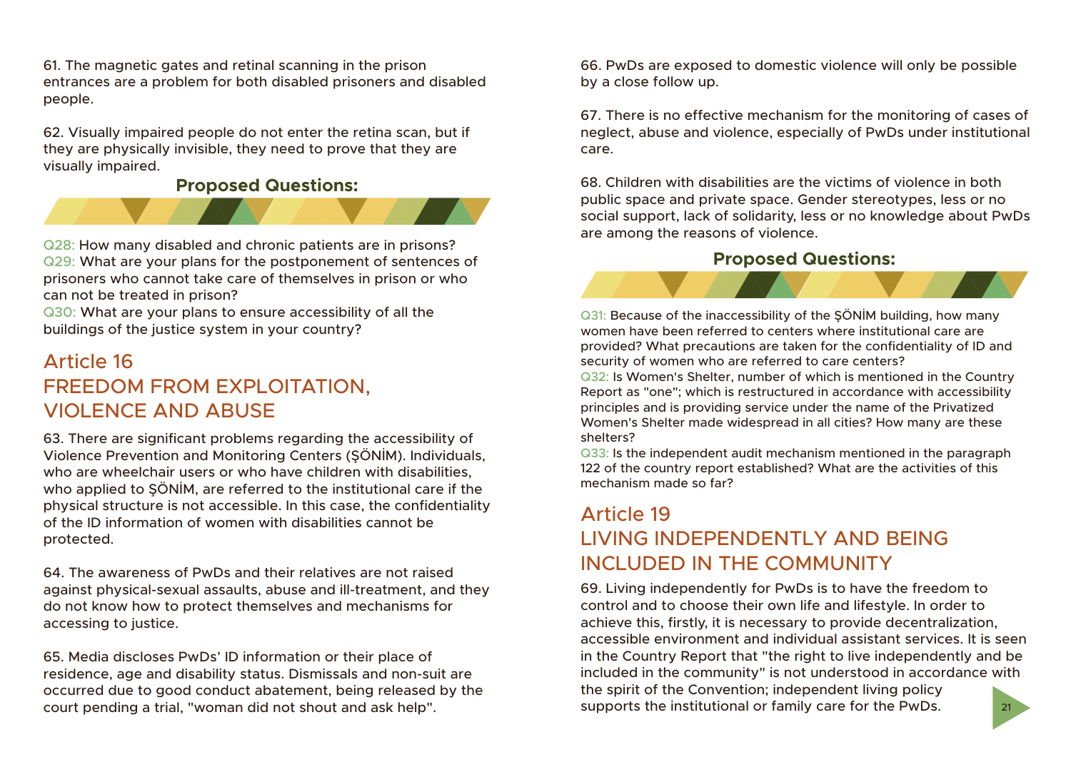61. The magnetic gates and retinal scanning in the prison entrances are a problem for both disabled prisoners and disabled people.

62. Visually impaired people do not enter the retina scan, but if they are physically invisible, they need to prove that they are visually impaired.

**Proposed Questions:**

Q28: How many disabled and chronic patients are in prisons?
Q29: What are your plans for the postponement of sentences of prisoners who cannot take care of themselves in prison or who can not be treated in prison?
Q30: What are your plans to ensure accessibility of all the buildings of the justice system in your country?

## Article 16
## FREEDOM FROM EXPLOITATION, VIOLENCE AND ABUSE

63. There are significant problems regarding the accessibility of Violence Prevention and Monitoring Centers (ŞÖNİM). Individuals, who are wheelchair users or who have children with disabilities, who applied to ŞÖNİM, are referred to the institutional care if the physical structure is not accessible. In this case, the confidentiality of the ID information of women with disabilities cannot be protected.

64. The awareness of PwDs and their relatives are not raised against physical-sexual assaults, abuse and ill-treatment, and they do not know how to protect themselves and mechanisms for accessing to justice.

65. Media discloses PwDs' ID information or their place of residence, age and disability status. Dismissals and non-suit are occurred due to good conduct abatement, being released by the court pending a trial, "woman did not shout and ask help".

66. PwDs are exposed to domestic violence will only be possible by a close follow up.

67. There is no effective mechanism for the monitoring of cases of neglect, abuse and violence, especially of PwDs under institutional care.

68. Children with disabilities are the victims of violence in both public space and private space. Gender stereotypes, less or no social support, lack of solidarity, less or no knowledge about PwDs are among the reasons of violence.

**Proposed Questions:**

Q31: Because of the inaccessibility of the ŞÖNİM building, how many women have been referred to centers where institutional care are provided? What precautions are taken for the confidentiality of ID and security of women who are referred to care centers?
Q32: Is Women's Shelter, number of which is mentioned in the Country Report as "one"; which is restructured in accordance with accessibility principles and is providing service under the name of the Privatized Women's Shelter made widespread in all cities? How many are these shelters?
Q33: Is the independent audit mechanism mentioned in the paragraph 122 of the country report established? What are the activities of this mechanism made so far?

## Article 19
## LIVING INDEPENDENTLY AND BEING INCLUDED IN THE COMMUNITY

69. Living independently for PwDs is to have the freedom to control and to choose their own life and lifestyle. In order to achieve this, firstly, it is necessary to provide decentralization, accessible environment and individual assistant services. It is seen in the Country Report that "the right to live independently and be included in the community" is not understood in accordance with the spirit of the Convention; independent living policy supports the institutional or family care for the PwDs.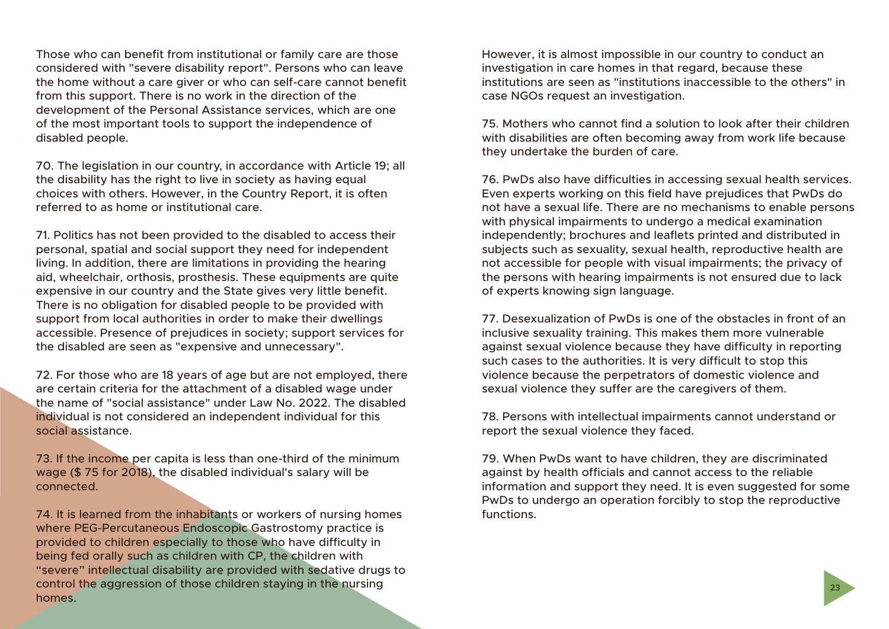Those who can benefit from institutional or family care are those considered with "severe disability report". Persons who can leave the home without a care giver or who can self-care cannot benefit from this support. There is no work in the direction of the development of the Personal Assistance services, which are one of the most important tools to support the independence of disabled people.

70. The legislation in our country, in accordance with Article 19; all the disability has the right to live in society as having equal choices with others. However, in the Country Report, it is often referred to as home or institutional care.

71. Politics has not been provided to the disabled to access their personal, spatial and social support they need for independent living. In addition, there are limitations in providing the hearing aid, wheelchair, orthosis, prosthesis. These equipments are quite expensive in our country and the State gives very little benefit. There is no obligation for disabled people to be provided with support from local authorities in order to make their dwellings accessible. Presence of prejudices in society; support services for the disabled are seen as "expensive and unnecessary".

72. For those who are 18 years of age but are not employed, there are certain criteria for the attachment of a disabled wage under the name of "social assistance" under Law No. 2022. The disabled individual is not considered an independent individual for this social assistance.

73. If the income per capita is less than one-third of the minimum wage ($ 75 for 2018), the disabled individual's salary will be connected.

74. It is learned from the inhabitants or workers of nursing homes where PEG-Percutaneous Endoscopic Gastrostomy practice is provided to children especially to those who have difficulty in being fed orally such as children with CP, the children with "severe" intellectual disability are provided with sedative drugs to control the aggression of those children staying in the nursing homes. However, it is almost impossible in our country to conduct an investigation in care homes in that regard, because these institutions are seen as "institutions inaccessible to the others" in case NGOs request an investigation.

75. Mothers who cannot find a solution to look after their children with disabilities are often becoming away from work life because they undertake the burden of care.

76. PwDs also have difficulties in accessing sexual health services. Even experts working on this field have prejudices that PwDs do not have a sexual life. There are no mechanisms to enable persons with physical impairments to undergo a medical examination independently; brochures and leaflets printed and distributed in subjects such as sexuality, sexual health, reproductive health are not accessible for people with visual impairments; the privacy of the persons with hearing impairments is not ensured due to lack of experts knowing sign language.

77. Desexualization of PwDs is one of the obstacles in front of an inclusive sexuality training. This makes them more vulnerable against sexual violence because they have difficulty in reporting such cases to the authorities. It is very difficult to stop this violence because the perpetrators of domestic violence and sexual violence they suffer are the caregivers of them.

78. Persons with intellectual impairments cannot understand or report the sexual violence they faced.

79. When PwDs want to have children, they are discriminated against by health officials and cannot access to the reliable information and support they need. It is even suggested for some PwDs to undergo an operation forcibly to stop the reproductive functions.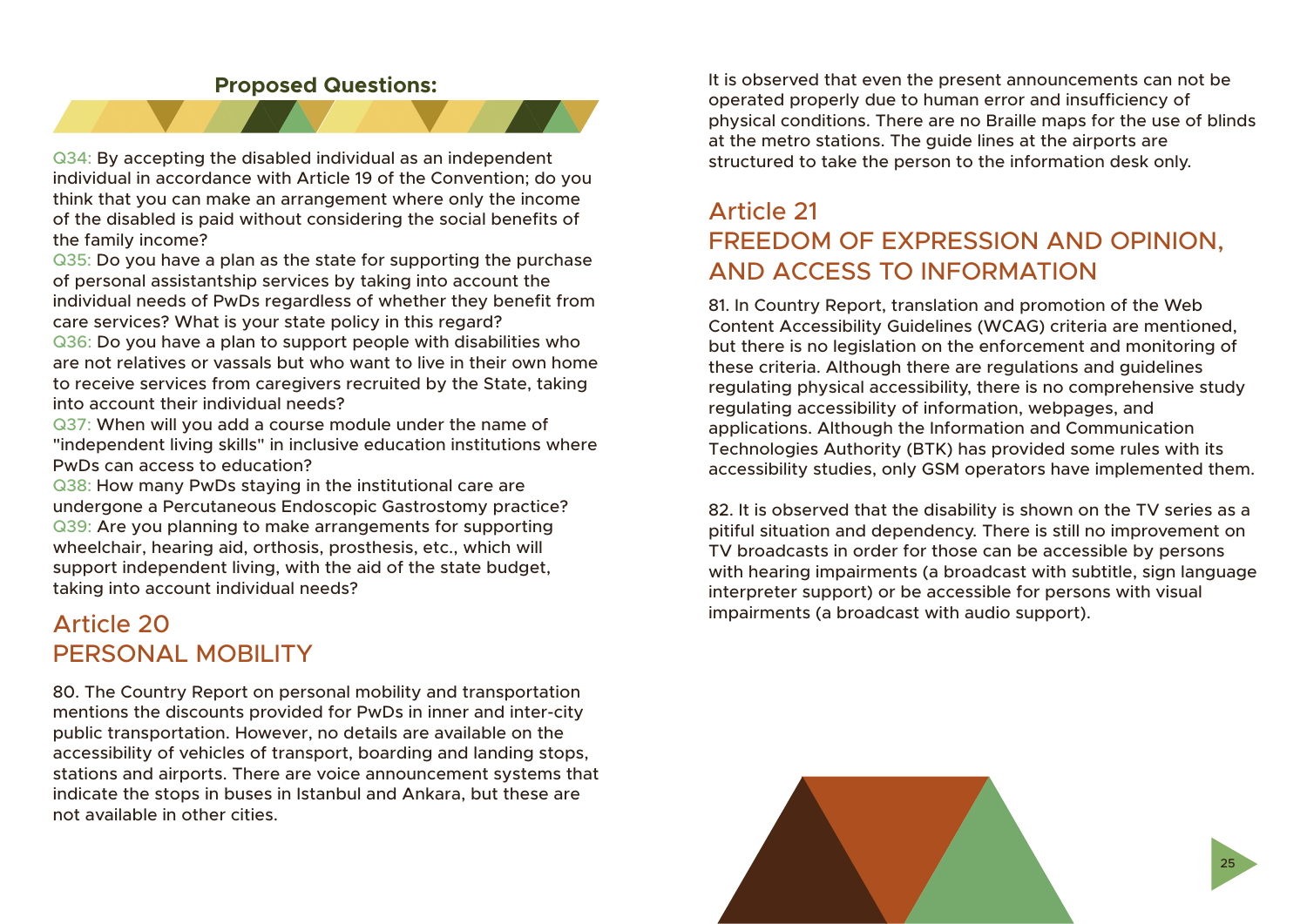### Proposed Questions:

Q34: By accepting the disabled individual as an independent individual in accordance with Article 19 of the Convention; do you think that you can make an arrangement where only the income of the disabled is paid without considering the social benefits of the family income?

Q35: Do you have a plan as the state for supporting the purchase of personal assistantship services by taking into account the individual needs of PwDs regardless of whether they benefit from care services? What is your state policy in this regard?

Q36: Do you have a plan to support people with disabilities who are not relatives or vassals but who want to live in their own home to receive services from caregivers recruited by the State, taking into account their individual needs?

Q37: When will you add a course module under the name of "independent living skills" in inclusive education institutions where PwDs can access to education?

Q38: How many PwDs staying in the institutional care are undergone a Percutaneous Endoscopic Gastrostomy practice?

Q39: Are you planning to make arrangements for supporting wheelchair, hearing aid, orthosis, prosthesis, etc., which will support independent living, with the aid of the state budget, taking into account individual needs?

## Article 20
## PERSONAL MOBILITY

80. The Country Report on personal mobility and transportation mentions the discounts provided for PwDs in inner and inter-city public transportation. However, no details are available on the accessibility of vehicles of transport, boarding and landing stops, stations and airports. There are voice announcement systems that indicate the stops in buses in Istanbul and Ankara, but these are not available in other cities. It is observed that even the present announcements can not be operated properly due to human error and insufficiency of physical conditions. There are no Braille maps for the use of blinds at the metro stations. The guide lines at the airports are structured to take the person to the information desk only.

## Article 21
## FREEDOM OF EXPRESSION AND OPINION, AND ACCESS TO INFORMATION

81. In Country Report, translation and promotion of the Web Content Accessibility Guidelines (WCAG) criteria are mentioned, but there is no legislation on the enforcement and monitoring of these criteria. Although there are regulations and guidelines regulating physical accessibility, there is no comprehensive study regulating accessibility of information, webpages, and applications. Although the Information and Communication Technologies Authority (BTK) has provided some rules with its accessibility studies, only GSM operators have implemented them.

82. It is observed that the disability is shown on the TV series as a pitiful situation and dependency. There is still no improvement on TV broadcasts in order for those can be accessible by persons with hearing impairments (a broadcast with subtitle, sign language interpreter support) or be accessible for persons with visual impairments (a broadcast with audio support).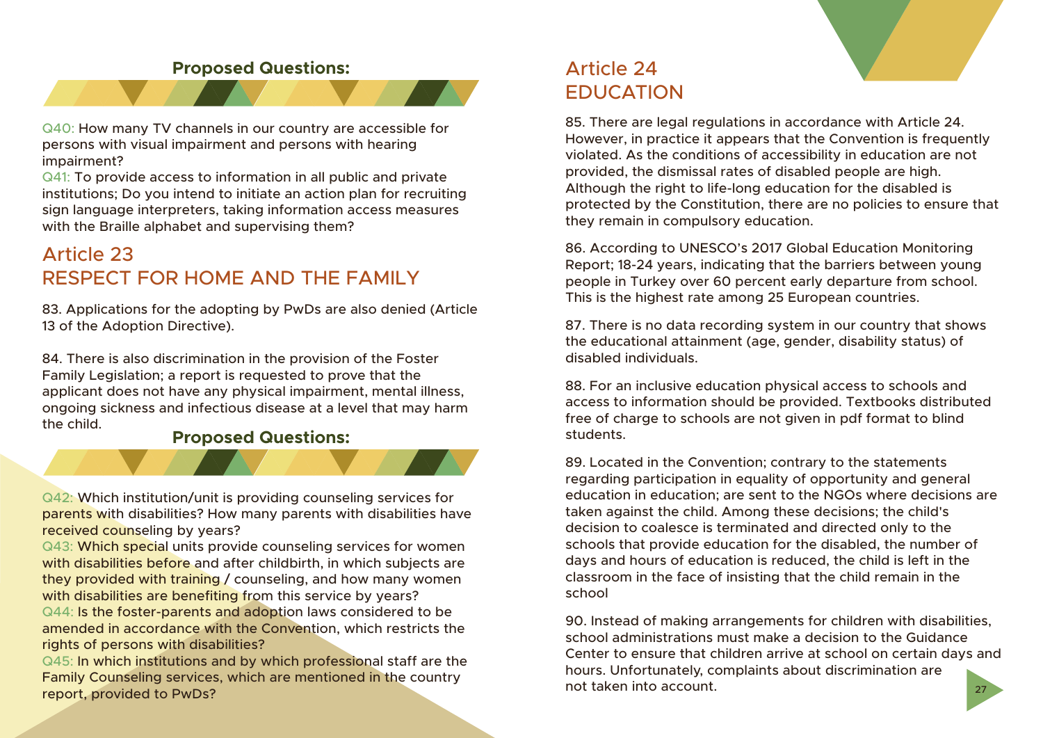### Proposed Questions:

Q40: How many TV channels in our country are accessible for persons with visual impairment and persons with hearing impairment?

Q41: To provide access to information in all public and private institutions; Do you intend to initiate an action plan for recruiting sign language interpreters, taking information access measures with the Braille alphabet and supervising them?

## Article 23
## RESPECT FOR HOME AND THE FAMILY

83. Applications for the adopting by PwDs are also denied (Article 13 of the Adoption Directive).

84. There is also discrimination in the provision of the Foster Family Legislation; a report is requested to prove that the applicant does not have any physical impairment, mental illness, ongoing sickness and infectious disease at a level that may harm the child.

### Proposed Questions:

Q42: Which institution/unit is providing counseling services for parents with disabilities? How many parents with disabilities have received counseling by years?

Q43: Which special units provide counseling services for women with disabilities before and after childbirth, in which subjects are they provided with training / counseling, and how many women with disabilities are benefiting from this service by years?

Q44: Is the foster-parents and adoption laws considered to be amended in accordance with the Convention, which restricts the rights of persons with disabilities?

Q45: In which institutions and by which professional staff are the Family Counseling services, which are mentioned in the country report, provided to PwDs?

## Article 24
## EDUCATION

85. There are legal regulations in accordance with Article 24. However, in practice it appears that the Convention is frequently violated. As the conditions of accessibility in education are not provided, the dismissal rates of disabled people are high. Although the right to life-long education for the disabled is protected by the Constitution, there are no policies to ensure that they remain in compulsory education.

86. According to UNESCO's 2017 Global Education Monitoring Report; 18-24 years, indicating that the barriers between young people in Turkey over 60 percent early departure from school. This is the highest rate among 25 European countries.

87. There is no data recording system in our country that shows the educational attainment (age, gender, disability status) of disabled individuals.

88. For an inclusive education physical access to schools and access to information should be provided. Textbooks distributed free of charge to schools are not given in pdf format to blind students.

89. Located in the Convention; contrary to the statements regarding participation in equality of opportunity and general education in education; are sent to the NGOs where decisions are taken against the child. Among these decisions; the child's decision to coalesce is terminated and directed only to the schools that provide education for the disabled, the number of days and hours of education is reduced, the child is left in the classroom in the face of insisting that the child remain in the school

90. Instead of making arrangements for children with disabilities, school administrations must make a decision to the Guidance Center to ensure that children arrive at school on certain days and hours. Unfortunately, complaints about discrimination are not taken into account.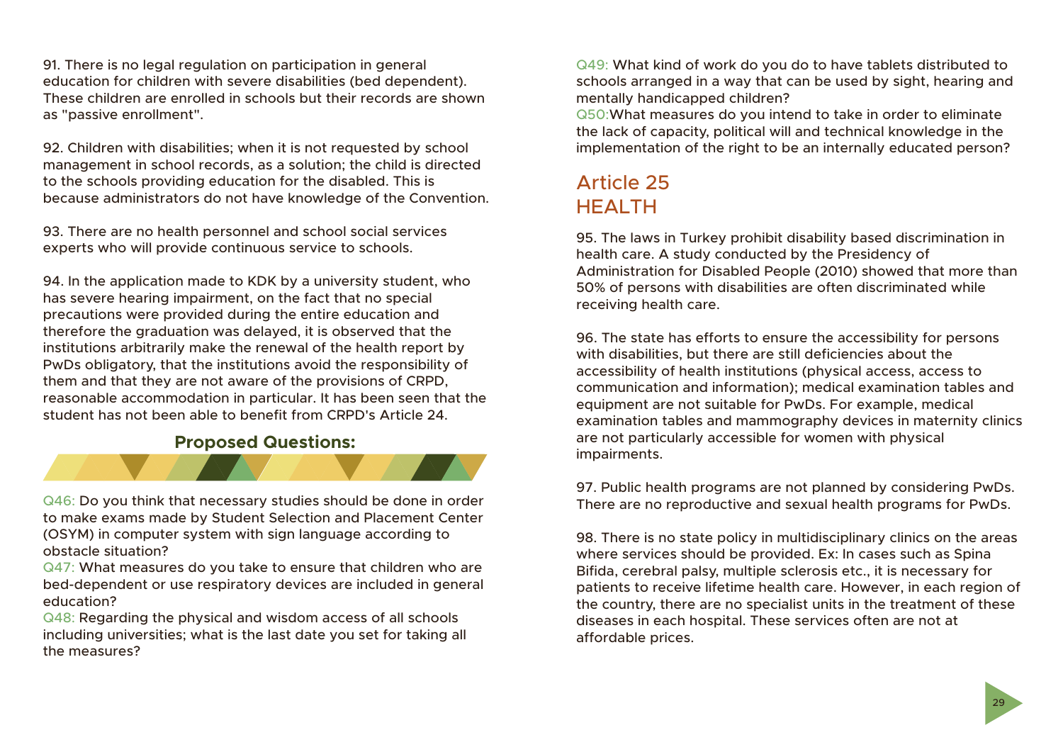91. There is no legal regulation on participation in general education for children with severe disabilities (bed dependent). These children are enrolled in schools but their records are shown as "passive enrollment".

92. Children with disabilities; when it is not requested by school management in school records, as a solution; the child is directed to the schools providing education for the disabled. This is because administrators do not have knowledge of the Convention.

93. There are no health personnel and school social services experts who will provide continuous service to schools.

94. In the application made to KDK by a university student, who has severe hearing impairment, on the fact that no special precautions were provided during the entire education and therefore the graduation was delayed, it is observed that the institutions arbitrarily make the renewal of the health report by PwDs obligatory, that the institutions avoid the responsibility of them and that they are not aware of the provisions of CRPD, reasonable accommodation in particular. It has been seen that the student has not been able to benefit from CRPD's Article 24.

**Proposed Questions:**

Q46: Do you think that necessary studies should be done in order to make exams made by Student Selection and Placement Center (OSYM) in computer system with sign language according to obstacle situation?

Q47: What measures do you take to ensure that children who are bed-dependent or use respiratory devices are included in general education?

Q48: Regarding the physical and wisdom access of all schools including universities; what is the last date you set for taking all the measures?

Q49: What kind of work do you do to have tablets distributed to schools arranged in a way that can be used by sight, hearing and mentally handicapped children?

Q50: What measures do you intend to take in order to eliminate the lack of capacity, political will and technical knowledge in the implementation of the right to be an internally educated person?

## Article 25
## HEALTH

95. The laws in Turkey prohibit disability based discrimination in health care. A study conducted by the Presidency of Administration for Disabled People (2010) showed that more than 50% of persons with disabilities are often discriminated while receiving health care.

96. The state has efforts to ensure the accessibility for persons with disabilities, but there are still deficiencies about the accessibility of health institutions (physical access, access to communication and information); medical examination tables and equipment are not suitable for PwDs. For example, medical examination tables and mammography devices in maternity clinics are not particularly accessible for women with physical impairments.

97. Public health programs are not planned by considering PwDs. There are no reproductive and sexual health programs for PwDs.

98. There is no state policy in multidisciplinary clinics on the areas where services should be provided. Ex: In cases such as Spina Bifida, cerebral palsy, multiple sclerosis etc., it is necessary for patients to receive lifetime health care. However, in each region of the country, there are no specialist units in the treatment of these diseases in each hospital. These services often are not at affordable prices.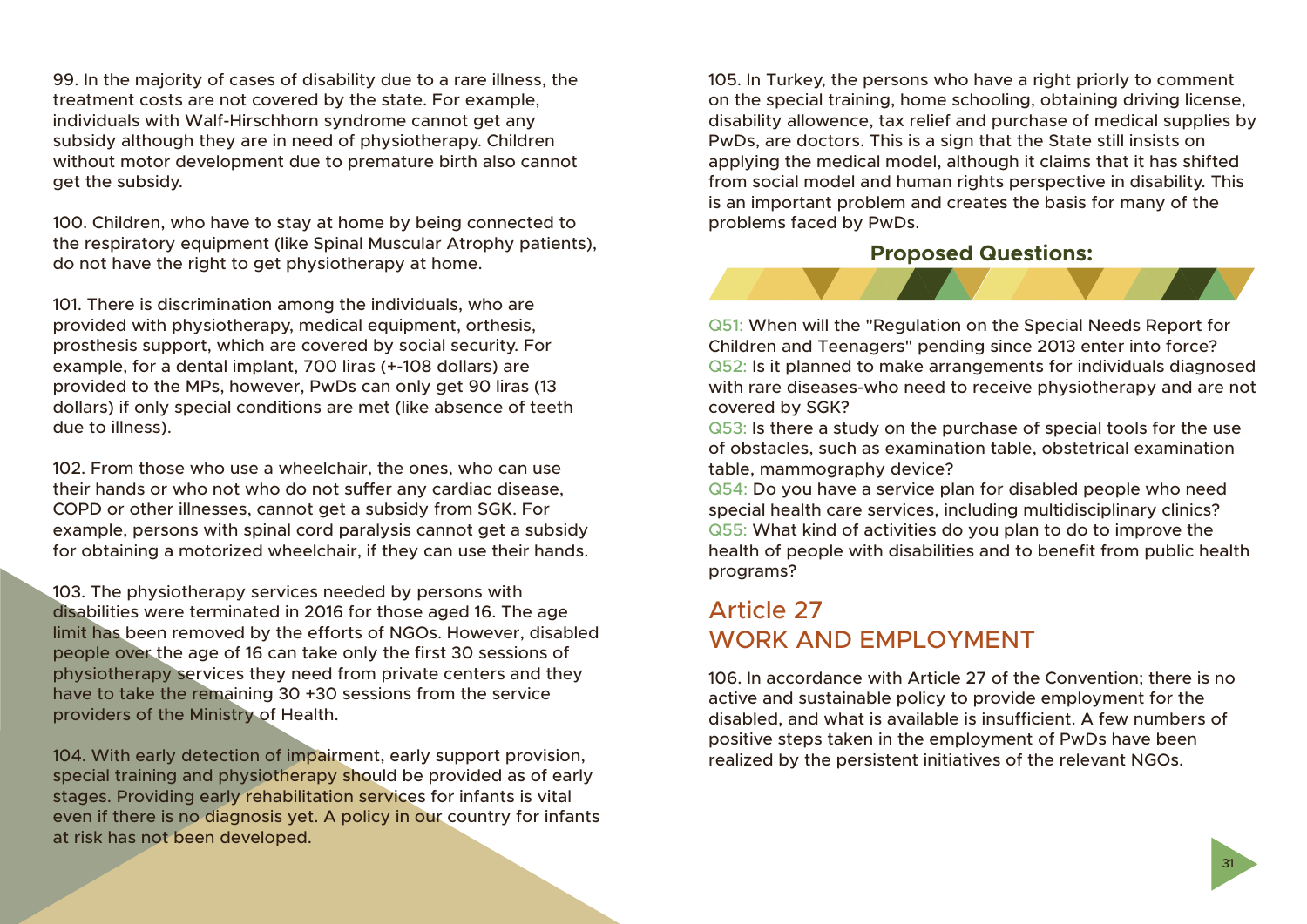99. In the majority of cases of disability due to a rare illness, the treatment costs are not covered by the state. For example, individuals with Walf-Hirschhorn syndrome cannot get any subsidy although they are in need of physiotherapy. Children without motor development due to premature birth also cannot get the subsidy.

100. Children, who have to stay at home by being connected to the respiratory equipment (like Spinal Muscular Atrophy patients), do not have the right to get physiotherapy at home.

101. There is discrimination among the individuals, who are provided with physiotherapy, medical equipment, orthesis, prosthesis support, which are covered by social security. For example, for a dental implant, 700 liras (+-108 dollars) are provided to the MPs, however, PwDs can only get 90 liras (13 dollars) if only special conditions are met (like absence of teeth due to illness).

102. From those who use a wheelchair, the ones, who can use their hands or who not who do not suffer any cardiac disease, COPD or other illnesses, cannot get a subsidy from SGK. For example, persons with spinal cord paralysis cannot get a subsidy for obtaining a motorized wheelchair, if they can use their hands.

103. The physiotherapy services needed by persons with disabilities were terminated in 2016 for those aged 16. The age limit has been removed by the efforts of NGOs. However, disabled people over the age of 16 can take only the first 30 sessions of physiotherapy services they need from private centers and they have to take the remaining 30 +30 sessions from the service providers of the Ministry of Health.

104. With early detection of impairment, early support provision, special training and physiotherapy should be provided as of early stages. Providing early rehabilitation services for infants is vital even if there is no diagnosis yet. A policy in our country for infants at risk has not been developed.

105. In Turkey, the persons who have a right priorly to comment on the special training, home schooling, obtaining driving license, disability allowence, tax relief and purchase of medical supplies by PwDs, are doctors. This is a sign that the State still insists on applying the medical model, although it claims that it has shifted from social model and human rights perspective in disability. This is an important problem and creates the basis for many of the problems faced by PwDs.

### Proposed Questions:

Q51: When will the "Regulation on the Special Needs Report for Children and Teenagers" pending since 2013 enter into force?
Q52: Is it planned to make arrangements for individuals diagnosed with rare diseases-who need to receive physiotherapy and are not covered by SGK?
Q53: Is there a study on the purchase of special tools for the use of obstacles, such as examination table, obstetrical examination table, mammography device?
Q54: Do you have a service plan for disabled people who need special health care services, including multidisciplinary clinics?
Q55: What kind of activities do you plan to do to improve the health of people with disabilities and to benefit from public health programs?

## Article 27
## WORK AND EMPLOYMENT

106. In accordance with Article 27 of the Convention; there is no active and sustainable policy to provide employment for the disabled, and what is available is insufficient. A few numbers of positive steps taken in the employment of PwDs have been realized by the persistent initiatives of the relevant NGOs.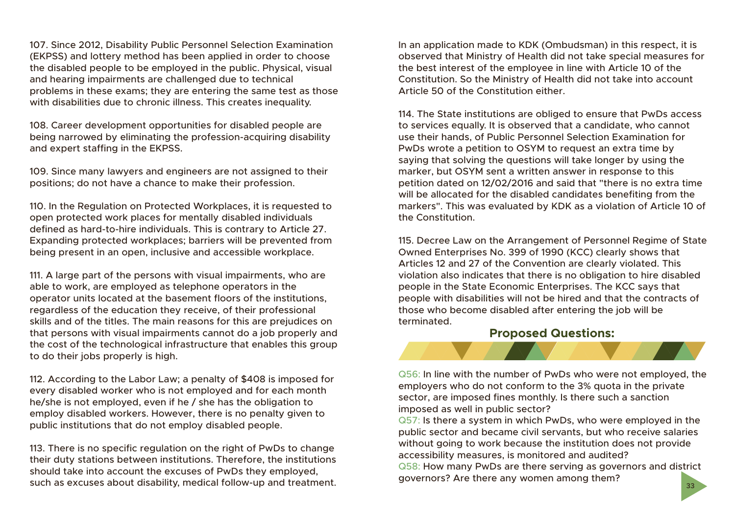107. Since 2012, Disability Public Personnel Selection Examination (EKPSS) and lottery method has been applied in order to choose the disabled people to be employed in the public. Physical, visual and hearing impairments are challenged due to technical problems in these exams; they are entering the same test as those with disabilities due to chronic illness. This creates inequality.

108. Career development opportunities for disabled people are being narrowed by eliminating the profession-acquiring disability and expert staffing in the EKPSS.

109. Since many lawyers and engineers are not assigned to their positions; do not have a chance to make their profession.

110. In the Regulation on Protected Workplaces, it is requested to open protected work places for mentally disabled individuals defined as hard-to-hire individuals. This is contrary to Article 27. Expanding protected workplaces; barriers will be prevented from being present in an open, inclusive and accessible workplace.

111. A large part of the persons with visual impairments, who are able to work, are employed as telephone operators in the operator units located at the basement floors of the institutions, regardless of the education they receive, of their professional skills and of the titles. The main reasons for this are prejudices on that persons with visual impairments cannot do a job properly and the cost of the technological infrastructure that enables this group to do their jobs properly is high.

112. According to the Labor Law; a penalty of $408 is imposed for every disabled worker who is not employed and for each month he/she is not employed, even if he / she has the obligation to employ disabled workers. However, there is no penalty given to public institutions that do not employ disabled people.

113. There is no specific regulation on the right of PwDs to change their duty stations between institutions. Therefore, the institutions should take into account the excuses of PwDs they employed, such as excuses about disability, medical follow-up and treatment. In an application made to KDK (Ombudsman) in this respect, it is observed that Ministry of Health did not take special measures for the best interest of the employee in line with Article 10 of the Constitution. So the Ministry of Health did not take into account Article 50 of the Constitution either.

114. The State institutions are obliged to ensure that PwDs access to services equally. It is observed that a candidate, who cannot use their hands, of Public Personnel Selection Examination for PwDs wrote a petition to OSYM to request an extra time by saying that solving the questions will take longer by using the marker, but OSYM sent a written answer in response to this petition dated on 12/02/2016 and said that "there is no extra time will be allocated for the disabled candidates benefiting from the markers". This was evaluated by KDK as a violation of Article 10 of the Constitution.

115. Decree Law on the Arrangement of Personnel Regime of State Owned Enterprises No. 399 of 1990 (KCC) clearly shows that Articles 12 and 27 of the Convention are clearly violated. This violation also indicates that there is no obligation to hire disabled people in the State Economic Enterprises. The KCC says that people with disabilities will not be hired and that the contracts of those who become disabled after entering the job will be terminated.

## Proposed Questions:

Q56: In line with the number of PwDs who were not employed, the employers who do not conform to the 3% quota in the private sector, are imposed fines monthly. Is there such a sanction imposed as well in public sector?

Q57: Is there a system in which PwDs, who were employed in the public sector and became civil servants, but who receive salaries without going to work because the institution does not provide accessibility measures, is monitored and audited?

Q58: How many PwDs are there serving as governors and district governors? Are there any women among them?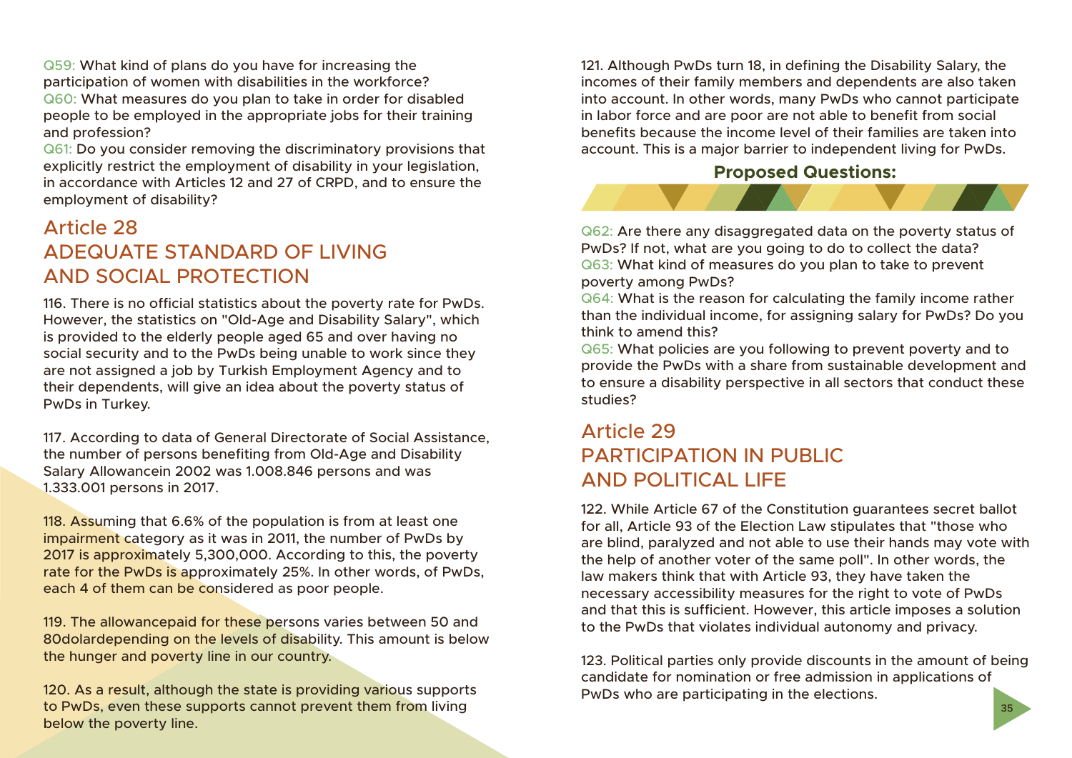Q59: What kind of plans do you have for increasing the participation of women with disabilities in the workforce?
Q60: What measures do you plan to take in order for disabled people to be employed in the appropriate jobs for their training and profession?
Q61: Do you consider removing the discriminatory provisions that explicitly restrict the employment of disability in your legislation, in accordance with Articles 12 and 27 of CRPD, and to ensure the employment of disability?

## Article 28
## ADEQUATE STANDARD OF LIVING AND SOCIAL PROTECTION

116. There is no official statistics about the poverty rate for PwDs. However, the statistics on "Old-Age and Disability Salary", which is provided to the elderly people aged 65 and over having no social security and to the PwDs being unable to work since they are not assigned a job by Turkish Employment Agency and to their dependents, will give an idea about the poverty status of PwDs in Turkey.

117. According to data of General Directorate of Social Assistance, the number of persons benefiting from Old-Age and Disability Salary Allowancein 2002 was 1.008.846 persons and was 1.333.001 persons in 2017.

118. Assuming that 6.6% of the population is from at least one impairment category as it was in 2011, the number of PwDs by 2017 is approximately 5,300,000. According to this, the poverty rate for the PwDs is approximately 25%. In other words, of PwDs, each 4 of them can be considered as poor people.

119. The allowancepaid for these persons varies between 50 and 80dolardepending on the levels of disability. This amount is below the hunger and poverty line in our country.

120. As a result, although the state is providing various supports to PwDs, even these supports cannot prevent them from living below the poverty line.

121. Although PwDs turn 18, in defining the Disability Salary, the incomes of their family members and dependents are also taken into account. In other words, many PwDs who cannot participate in labor force and are poor are not able to benefit from social benefits because the income level of their families are taken into account. This is a major barrier to independent living for PwDs.

**Proposed Questions:**

Q62: Are there any disaggregated data on the poverty status of PwDs? If not, what are you going to do to collect the data?
Q63: What kind of measures do you plan to take to prevent poverty among PwDs?
Q64: What is the reason for calculating the family income rather than the individual income, for assigning salary for PwDs? Do you think to amend this?
Q65: What policies are you following to prevent poverty and to provide the PwDs with a share from sustainable development and to ensure a disability perspective in all sectors that conduct these studies?

## Article 29
## PARTICIPATION IN PUBLIC AND POLITICAL LIFE

122. While Article 67 of the Constitution guarantees secret ballot for all, Article 93 of the Election Law stipulates that "those who are blind, paralyzed and not able to use their hands may vote with the help of another voter of the same poll". In other words, the law makers think that with Article 93, they have taken the necessary accessibility measures for the right to vote of PwDs and that this is sufficient. However, this article imposes a solution to the PwDs that violates individual autonomy and privacy.

123. Political parties only provide discounts in the amount of being candidate for nomination or free admission in applications of PwDs who are participating in the elections.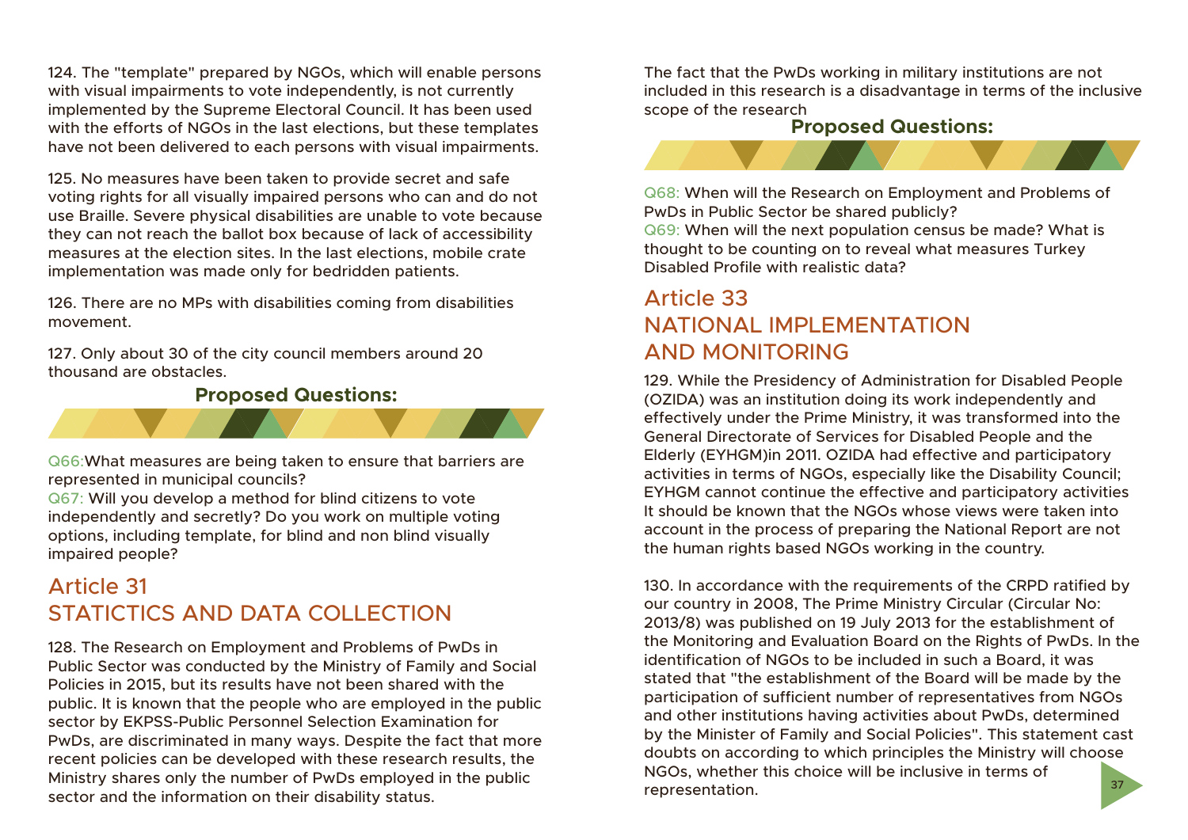124. The "template" prepared by NGOs, which will enable persons with visual impairments to vote independently, is not currently implemented by the Supreme Electoral Council. It has been used with the efforts of NGOs in the last elections, but these templates have not been delivered to each persons with visual impairments.

125. No measures have been taken to provide secret and safe voting rights for all visually impaired persons who can and do not use Braille. Severe physical disabilities are unable to vote because they can not reach the ballot box because of lack of accessibility measures at the election sites. In the last elections, mobile crate implementation was made only for bedridden patients.

126. There are no MPs with disabilities coming from disabilities movement.

127. Only about 30 of the city council members around 20 thousand are obstacles.

**Proposed Questions:**

Q66:What measures are being taken to ensure that barriers are represented in municipal councils?
Q67: Will you develop a method for blind citizens to vote independently and secretly? Do you work on multiple voting options, including template, for blind and non blind visually impaired people?

## Article 31
## STATICTICS AND DATA COLLECTION

128. The Research on Employment and Problems of PwDs in Public Sector was conducted by the Ministry of Family and Social Policies in 2015, but its results have not been shared with the public. It is known that the people who are employed in the public sector by EKPSS-Public Personnel Selection Examination for PwDs, are discriminated in many ways. Despite the fact that more recent policies can be developed with these research results, the Ministry shares only the number of PwDs employed in the public sector and the information on their disability status.

The fact that the PwDs working in military institutions are not included in this research is a disadvantage in terms of the inclusive scope of the research

**Proposed Questions:**

Q68: When will the Research on Employment and Problems of PwDs in Public Sector be shared publicly?
Q69: When will the next population census be made? What is thought to be counting on to reveal what measures Turkey Disabled Profile with realistic data?

## Article 33
## NATIONAL IMPLEMENTATION AND MONITORING

129. While the Presidency of Administration for Disabled People (OZIDA) was an institution doing its work independently and effectively under the Prime Ministry, it was transformed into the General Directorate of Services for Disabled People and the Elderly (EYHGM)in 2011. OZIDA had effective and participatory activities in terms of NGOs, especially like the Disability Council; EYHGM cannot continue the effective and participatory activities It should be known that the NGOs whose views were taken into account in the process of preparing the National Report are not the human rights based NGOs working in the country.

130. In accordance with the requirements of the CRPD ratified by our country in 2008, The Prime Ministry Circular (Circular No: 2013/8) was published on 19 July 2013 for the establishment of the Monitoring and Evaluation Board on the Rights of PwDs. In the identification of NGOs to be included in such a Board, it was stated that "the establishment of the Board will be made by the participation of sufficient number of representatives from NGOs and other institutions having activities about PwDs, determined by the Minister of Family and Social Policies". This statement cast doubts on according to which principles the Ministry will choose NGOs, whether this choice will be inclusive in terms of representation.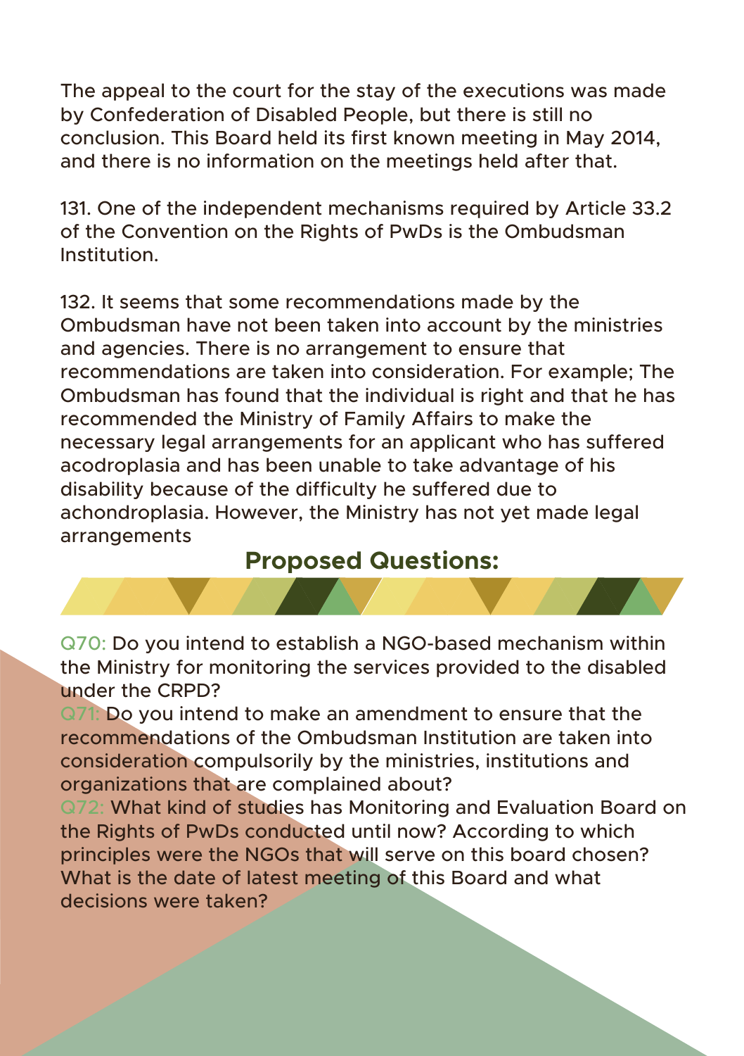The appeal to the court for the stay of the executions was made by Confederation of Disabled People, but there is still no conclusion. This Board held its first known meeting in May 2014, and there is no information on the meetings held after that.

131. One of the independent mechanisms required by Article 33.2 of the Convention on the Rights of PwDs is the Ombudsman Institution.

132. It seems that some recommendations made by the Ombudsman have not been taken into account by the ministries and agencies. There is no arrangement to ensure that recommendations are taken into consideration. For example; The Ombudsman has found that the individual is right and that he has recommended the Ministry of Family Affairs to make the necessary legal arrangements for an applicant who has suffered acodroplasia and has been unable to take advantage of his disability because of the difficulty he suffered due to achondroplasia. However, the Ministry has not yet made legal arrangements

## Proposed Questions:

Q70: Do you intend to establish a NGO-based mechanism within the Ministry for monitoring the services provided to the disabled under the CRPD?

Q71: Do you intend to make an amendment to ensure that the recommendations of the Ombudsman Institution are taken into consideration compulsorily by the ministries, institutions and organizations that are complained about?

Q72: What kind of studies has Monitoring and Evaluation Board on the Rights of PwDs conducted until now? According to which principles were the NGOs that will serve on this board chosen? What is the date of latest meeting of this Board and what decisions were taken?